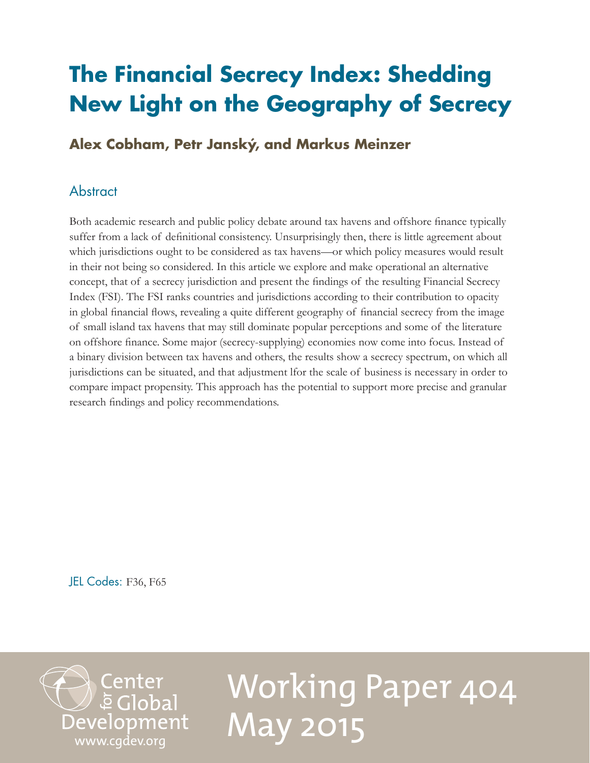# The Financial Secrecy Index: Shedding New Light on the Geography of Secrecy

**Alex Cobham, Petr Janský, and Markus Meinzer**

## Abstract

Both academic research and public policy debate around tax havens and offshore finance typically suffer from a lack of definitional consistency. Unsurprisingly then, there is little agreement about which jurisdictions ought to be considered as tax havens—or which policy measures would result in their not being so considered. In this article we explore and make operational an alternative concept, that of a secrecy jurisdiction and present the findings of the resulting Financial Secrecy Index (FSI). The FSI ranks countries and jurisdictions according to their contribution to opacity in global financial flows, revealing a quite different geography of financial secrecy from the image of small island tax havens that may still dominate popular perceptions and some of the literature on offshore finance. Some major (secrecy-supplying) economies now come into focus. Instead of a binary division between tax havens and others, the results show a secrecy spectrum, on which all jurisdictions can be situated, and that adjustment lfor the scale of business is necessary in order to compare impact propensity. This approach has the potential to support more precise and granular research findings and policy recommendations.

JEL Codes: F36, F65

Center for Global Development
www.cgdev.org

Working Paper 404
May 2015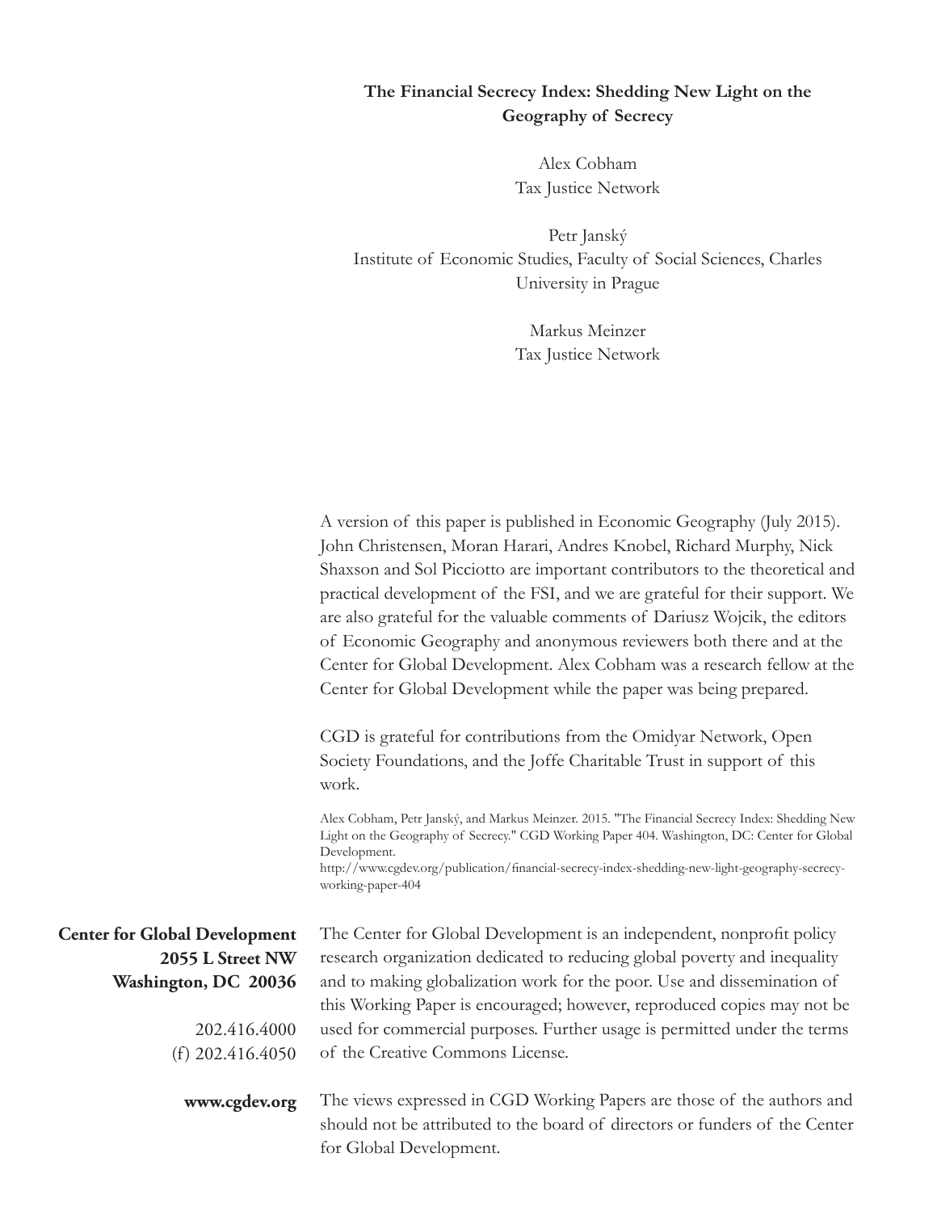**The Financial Secrecy Index: Shedding New Light on the Geography of Secrecy**

Alex Cobham
Tax Justice Network

Petr Janský
Institute of Economic Studies, Faculty of Social Sciences, Charles University in Prague

Markus Meinzer
Tax Justice Network

A version of this paper is published in Economic Geography (July 2015). John Christensen, Moran Harari, Andres Knobel, Richard Murphy, Nick Shaxson and Sol Picciotto are important contributors to the theoretical and practical development of the FSI, and we are grateful for their support. We are also grateful for the valuable comments of Dariusz Wojcik, the editors of Economic Geography and anonymous reviewers both there and at the Center for Global Development. Alex Cobham was a research fellow at the Center for Global Development while the paper was being prepared.

CGD is grateful for contributions from the Omidyar Network, Open Society Foundations, and the Joffe Charitable Trust in support of this work.

Alex Cobham, Petr Janský, and Markus Meinzer. 2015. "The Financial Secrecy Index: Shedding New Light on the Geography of Secrecy." CGD Working Paper 404. Washington, DC: Center for Global Development.
http://www.cgdev.org/publication/financial-secrecy-index-shedding-new-light-geography-secrecy-working-paper-404

**Center for Global Development**
**2055 L Street NW**
**Washington, DC 20036**

202.416.4000
(f) 202.416.4050

**www.cgdev.org**

The Center for Global Development is an independent, nonprofit policy research organization dedicated to reducing global poverty and inequality and to making globalization work for the poor. Use and dissemination of this Working Paper is encouraged; however, reproduced copies may not be used for commercial purposes. Further usage is permitted under the terms of the Creative Commons License.

The views expressed in CGD Working Papers are those of the authors and should not be attributed to the board of directors or funders of the Center for Global Development.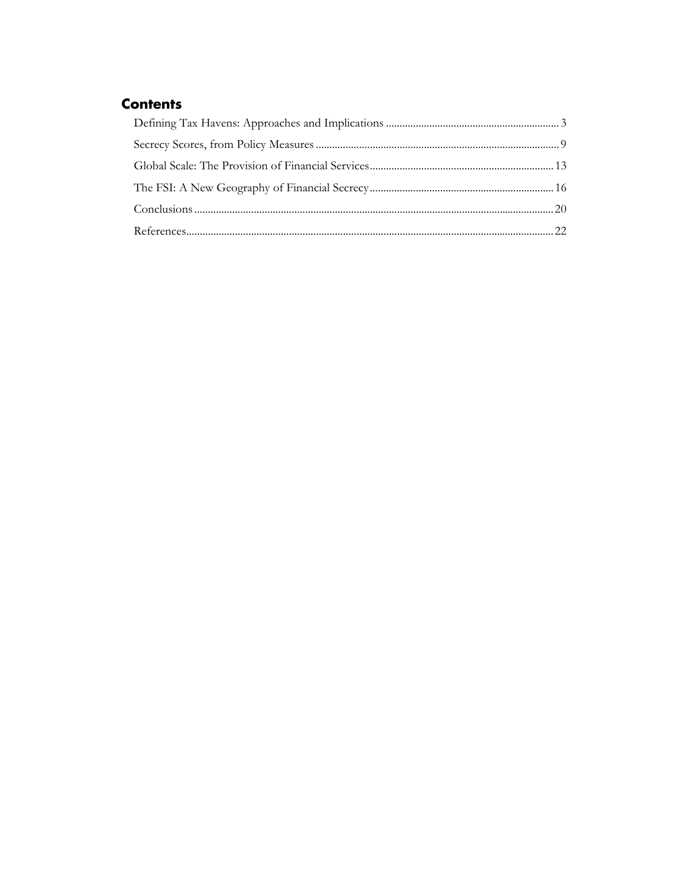## Contents

- Defining Tax Havens: Approaches and Implications ............ 3
- Secrecy Scores, from Policy Measures ............ 9
- Global Scale: The Provision of Financial Services ............ 13
- The FSI: A New Geography of Financial Secrecy ............ 16
- Conclusions ............ 20
- References ............ 22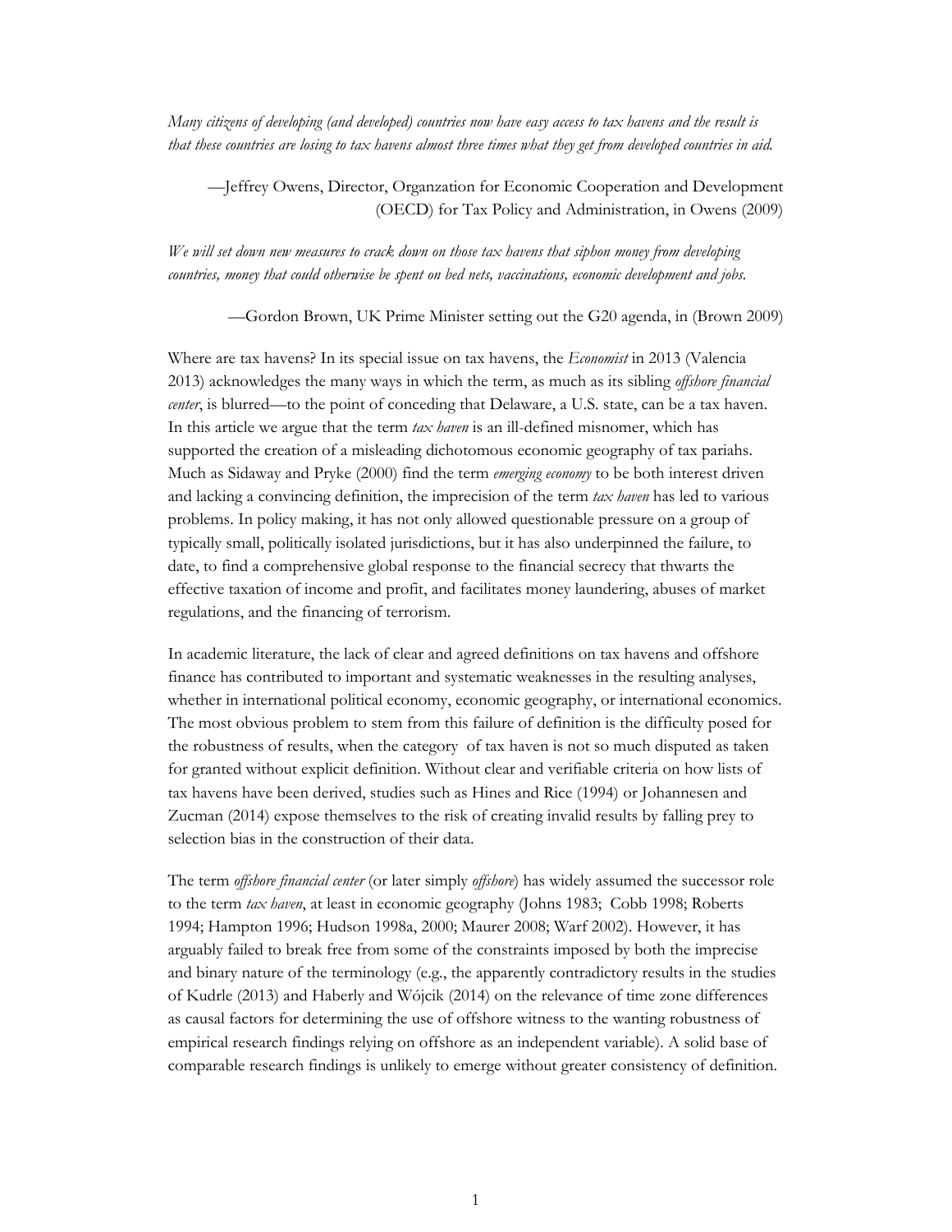*Many citizens of developing (and developed) countries now have easy access to tax havens and the result is that these countries are losing to tax havens almost three times what they get from developed countries in aid.*

—Jeffrey Owens, Director, Organzation for Economic Cooperation and Development (OECD) for Tax Policy and Administration, in Owens (2009)

*We will set down new measures to crack down on those tax havens that siphon money from developing countries, money that could otherwise be spent on bed nets, vaccinations, economic development and jobs.*

—Gordon Brown, UK Prime Minister setting out the G20 agenda, in (Brown 2009)

Where are tax havens? In its special issue on tax havens, the *Economist* in 2013 (Valencia 2013) acknowledges the many ways in which the term, as much as its sibling *offshore financial center*, is blurred—to the point of conceding that Delaware, a U.S. state, can be a tax haven. In this article we argue that the term *tax haven* is an ill-defined misnomer, which has supported the creation of a misleading dichotomous economic geography of tax pariahs. Much as Sidaway and Pryke (2000) find the term *emerging economy* to be both interest driven and lacking a convincing definition, the imprecision of the term *tax haven* has led to various problems. In policy making, it has not only allowed questionable pressure on a group of typically small, politically isolated jurisdictions, but it has also underpinned the failure, to date, to find a comprehensive global response to the financial secrecy that thwarts the effective taxation of income and profit, and facilitates money laundering, abuses of market regulations, and the financing of terrorism.

In academic literature, the lack of clear and agreed definitions on tax havens and offshore finance has contributed to important and systematic weaknesses in the resulting analyses, whether in international political economy, economic geography, or international economics. The most obvious problem to stem from this failure of definition is the difficulty posed for the robustness of results, when the category of tax haven is not so much disputed as taken for granted without explicit definition. Without clear and verifiable criteria on how lists of tax havens have been derived, studies such as Hines and Rice (1994) or Johannesen and Zucman (2014) expose themselves to the risk of creating invalid results by falling prey to selection bias in the construction of their data.

The term *offshore financial center* (or later simply *offshore*) has widely assumed the successor role to the term *tax haven*, at least in economic geography (Johns 1983; Cobb 1998; Roberts 1994; Hampton 1996; Hudson 1998a, 2000; Maurer 2008; Warf 2002). However, it has arguably failed to break free from some of the constraints imposed by both the imprecise and binary nature of the terminology (e.g., the apparently contradictory results in the studies of Kudrle (2013) and Haberly and Wójcik (2014) on the relevance of time zone differences as causal factors for determining the use of offshore witness to the wanting robustness of empirical research findings relying on offshore as an independent variable). A solid base of comparable research findings is unlikely to emerge without greater consistency of definition.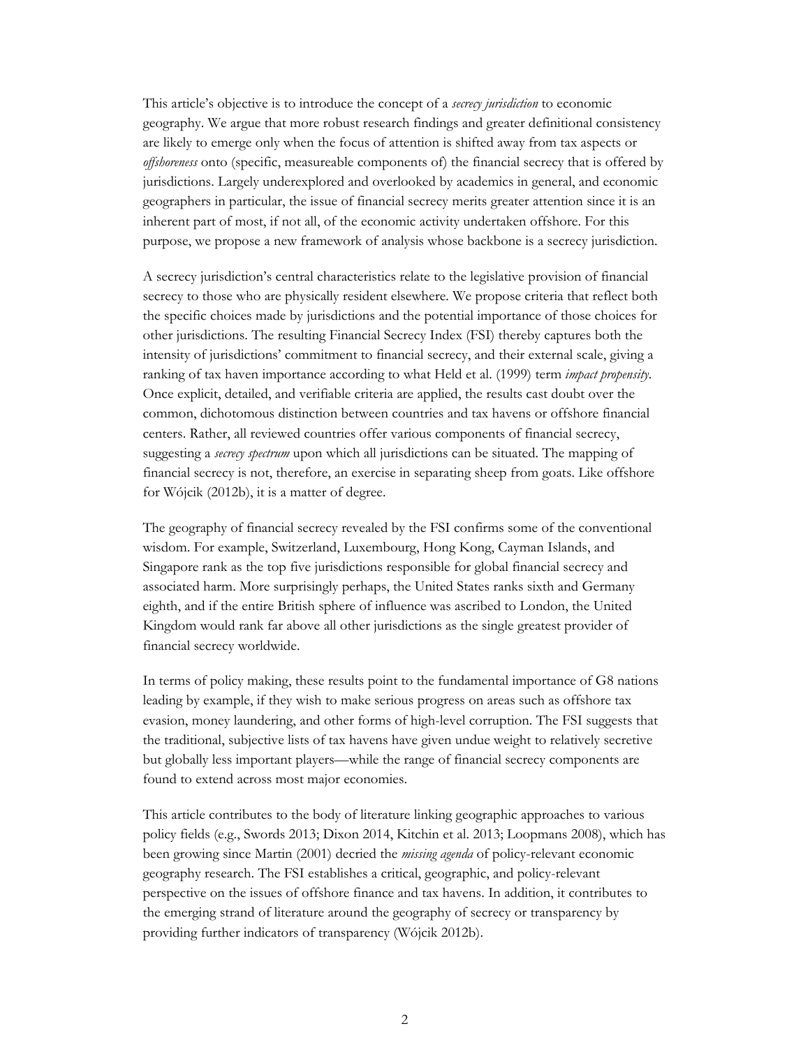This article's objective is to introduce the concept of a *secrecy jurisdiction* to economic geography. We argue that more robust research findings and greater definitional consistency are likely to emerge only when the focus of attention is shifted away from tax aspects or *offshoreness* onto (specific, measureable components of) the financial secrecy that is offered by jurisdictions. Largely underexplored and overlooked by academics in general, and economic geographers in particular, the issue of financial secrecy merits greater attention since it is an inherent part of most, if not all, of the economic activity undertaken offshore. For this purpose, we propose a new framework of analysis whose backbone is a secrecy jurisdiction.

A secrecy jurisdiction's central characteristics relate to the legislative provision of financial secrecy to those who are physically resident elsewhere. We propose criteria that reflect both the specific choices made by jurisdictions and the potential importance of those choices for other jurisdictions. The resulting Financial Secrecy Index (FSI) thereby captures both the intensity of jurisdictions' commitment to financial secrecy, and their external scale, giving a ranking of tax haven importance according to what Held et al. (1999) term *impact propensity*. Once explicit, detailed, and verifiable criteria are applied, the results cast doubt over the common, dichotomous distinction between countries and tax havens or offshore financial centers. Rather, all reviewed countries offer various components of financial secrecy, suggesting a *secrecy spectrum* upon which all jurisdictions can be situated. The mapping of financial secrecy is not, therefore, an exercise in separating sheep from goats. Like offshore for Wójcik (2012b), it is a matter of degree.

The geography of financial secrecy revealed by the FSI confirms some of the conventional wisdom. For example, Switzerland, Luxembourg, Hong Kong, Cayman Islands, and Singapore rank as the top five jurisdictions responsible for global financial secrecy and associated harm. More surprisingly perhaps, the United States ranks sixth and Germany eighth, and if the entire British sphere of influence was ascribed to London, the United Kingdom would rank far above all other jurisdictions as the single greatest provider of financial secrecy worldwide.

In terms of policy making, these results point to the fundamental importance of G8 nations leading by example, if they wish to make serious progress on areas such as offshore tax evasion, money laundering, and other forms of high-level corruption. The FSI suggests that the traditional, subjective lists of tax havens have given undue weight to relatively secretive but globally less important players—while the range of financial secrecy components are found to extend across most major economies.

This article contributes to the body of literature linking geographic approaches to various policy fields (e.g., Swords 2013; Dixon 2014, Kitchin et al. 2013; Loopmans 2008), which has been growing since Martin (2001) decried the *missing agenda* of policy-relevant economic geography research. The FSI establishes a critical, geographic, and policy-relevant perspective on the issues of offshore finance and tax havens. In addition, it contributes to the emerging strand of literature around the geography of secrecy or transparency by providing further indicators of transparency (Wójcik 2012b).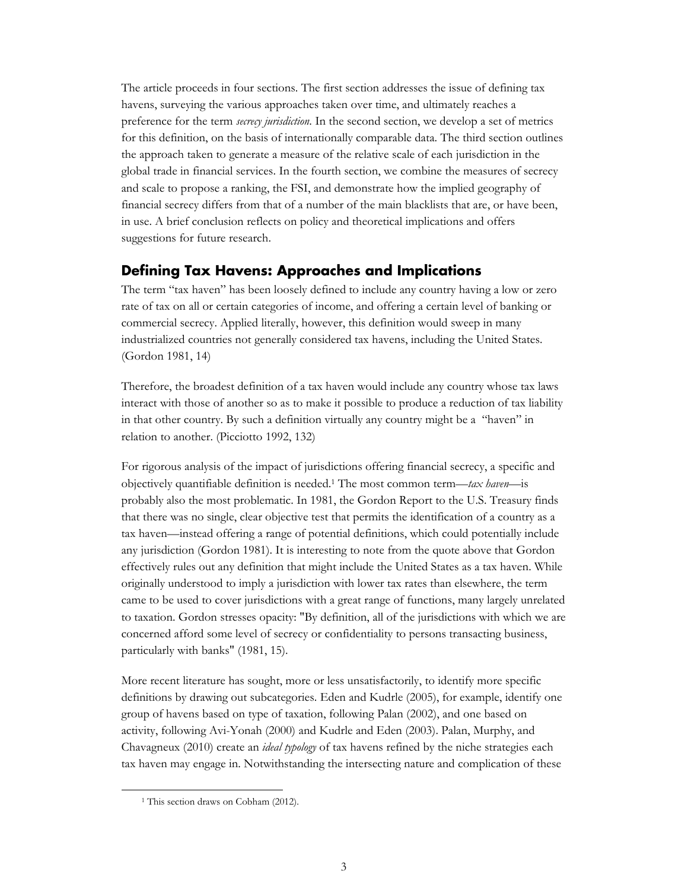The article proceeds in four sections. The first section addresses the issue of defining tax havens, surveying the various approaches taken over time, and ultimately reaches a preference for the term *secrecy jurisdiction.* In the second section, we develop a set of metrics for this definition, on the basis of internationally comparable data. The third section outlines the approach taken to generate a measure of the relative scale of each jurisdiction in the global trade in financial services. In the fourth section, we combine the measures of secrecy and scale to propose a ranking, the FSI, and demonstrate how the implied geography of financial secrecy differs from that of a number of the main blacklists that are, or have been, in use. A brief conclusion reflects on policy and theoretical implications and offers suggestions for future research.

## Defining Tax Havens: Approaches and Implications

The term "tax haven" has been loosely defined to include any country having a low or zero rate of tax on all or certain categories of income, and offering a certain level of banking or commercial secrecy. Applied literally, however, this definition would sweep in many industrialized countries not generally considered tax havens, including the United States. (Gordon 1981, 14)

Therefore, the broadest definition of a tax haven would include any country whose tax laws interact with those of another so as to make it possible to produce a reduction of tax liability in that other country. By such a definition virtually any country might be a "haven" in relation to another. (Picciotto 1992, 132)

For rigorous analysis of the impact of jurisdictions offering financial secrecy, a specific and objectively quantifiable definition is needed.[1] The most common term—*tax haven*—is probably also the most problematic. In 1981, the Gordon Report to the U.S. Treasury finds that there was no single, clear objective test that permits the identification of a country as a tax haven—instead offering a range of potential definitions, which could potentially include any jurisdiction (Gordon 1981). It is interesting to note from the quote above that Gordon effectively rules out any definition that might include the United States as a tax haven. While originally understood to imply a jurisdiction with lower tax rates than elsewhere, the term came to be used to cover jurisdictions with a great range of functions, many largely unrelated to taxation. Gordon stresses opacity: "By definition, all of the jurisdictions with which we are concerned afford some level of secrecy or confidentiality to persons transacting business, particularly with banks" (1981, 15).

More recent literature has sought, more or less unsatisfactorily, to identify more specific definitions by drawing out subcategories. Eden and Kudrle (2005), for example, identify one group of havens based on type of taxation, following Palan (2002), and one based on activity, following Avi-Yonah (2000) and Kudrle and Eden (2003). Palan, Murphy, and Chavagneux (2010) create an *ideal typology* of tax havens refined by the niche strategies each tax haven may engage in. Notwithstanding the intersecting nature and complication of these

[1] This section draws on Cobham (2012).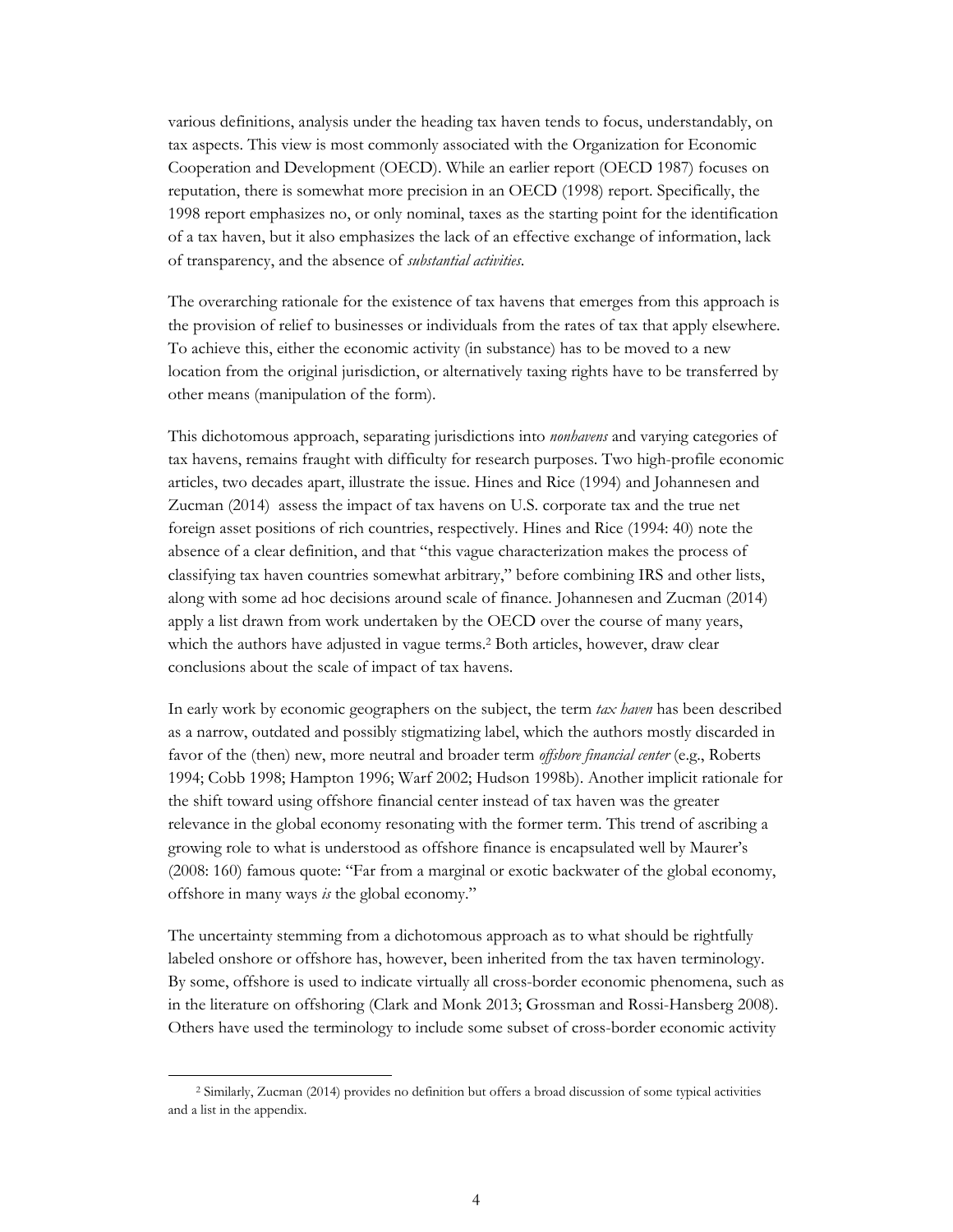various definitions, analysis under the heading tax haven tends to focus, understandably, on tax aspects. This view is most commonly associated with the Organization for Economic Cooperation and Development (OECD). While an earlier report (OECD 1987) focuses on reputation, there is somewhat more precision in an OECD (1998) report. Specifically, the 1998 report emphasizes no, or only nominal, taxes as the starting point for the identification of a tax haven, but it also emphasizes the lack of an effective exchange of information, lack of transparency, and the absence of *substantial activities*.

The overarching rationale for the existence of tax havens that emerges from this approach is the provision of relief to businesses or individuals from the rates of tax that apply elsewhere. To achieve this, either the economic activity (in substance) has to be moved to a new location from the original jurisdiction, or alternatively taxing rights have to be transferred by other means (manipulation of the form).

This dichotomous approach, separating jurisdictions into *nonhavens* and varying categories of tax havens, remains fraught with difficulty for research purposes. Two high-profile economic articles, two decades apart, illustrate the issue. Hines and Rice (1994) and Johannesen and Zucman (2014) assess the impact of tax havens on U.S. corporate tax and the true net foreign asset positions of rich countries, respectively. Hines and Rice (1994: 40) note the absence of a clear definition, and that "this vague characterization makes the process of classifying tax haven countries somewhat arbitrary," before combining IRS and other lists, along with some ad hoc decisions around scale of finance. Johannesen and Zucman (2014) apply a list drawn from work undertaken by the OECD over the course of many years, which the authors have adjusted in vague terms.[2] Both articles, however, draw clear conclusions about the scale of impact of tax havens.

In early work by economic geographers on the subject, the term *tax haven* has been described as a narrow, outdated and possibly stigmatizing label, which the authors mostly discarded in favor of the (then) new, more neutral and broader term *offshore financial center* (e.g., Roberts 1994; Cobb 1998; Hampton 1996; Warf 2002; Hudson 1998b). Another implicit rationale for the shift toward using offshore financial center instead of tax haven was the greater relevance in the global economy resonating with the former term. This trend of ascribing a growing role to what is understood as offshore finance is encapsulated well by Maurer's (2008: 160) famous quote: "Far from a marginal or exotic backwater of the global economy, offshore in many ways *is* the global economy."

The uncertainty stemming from a dichotomous approach as to what should be rightfully labeled onshore or offshore has, however, been inherited from the tax haven terminology. By some, offshore is used to indicate virtually all cross-border economic phenomena, such as in the literature on offshoring (Clark and Monk 2013; Grossman and Rossi-Hansberg 2008). Others have used the terminology to include some subset of cross-border economic activity

[2] Similarly, Zucman (2014) provides no definition but offers a broad discussion of some typical activities and a list in the appendix.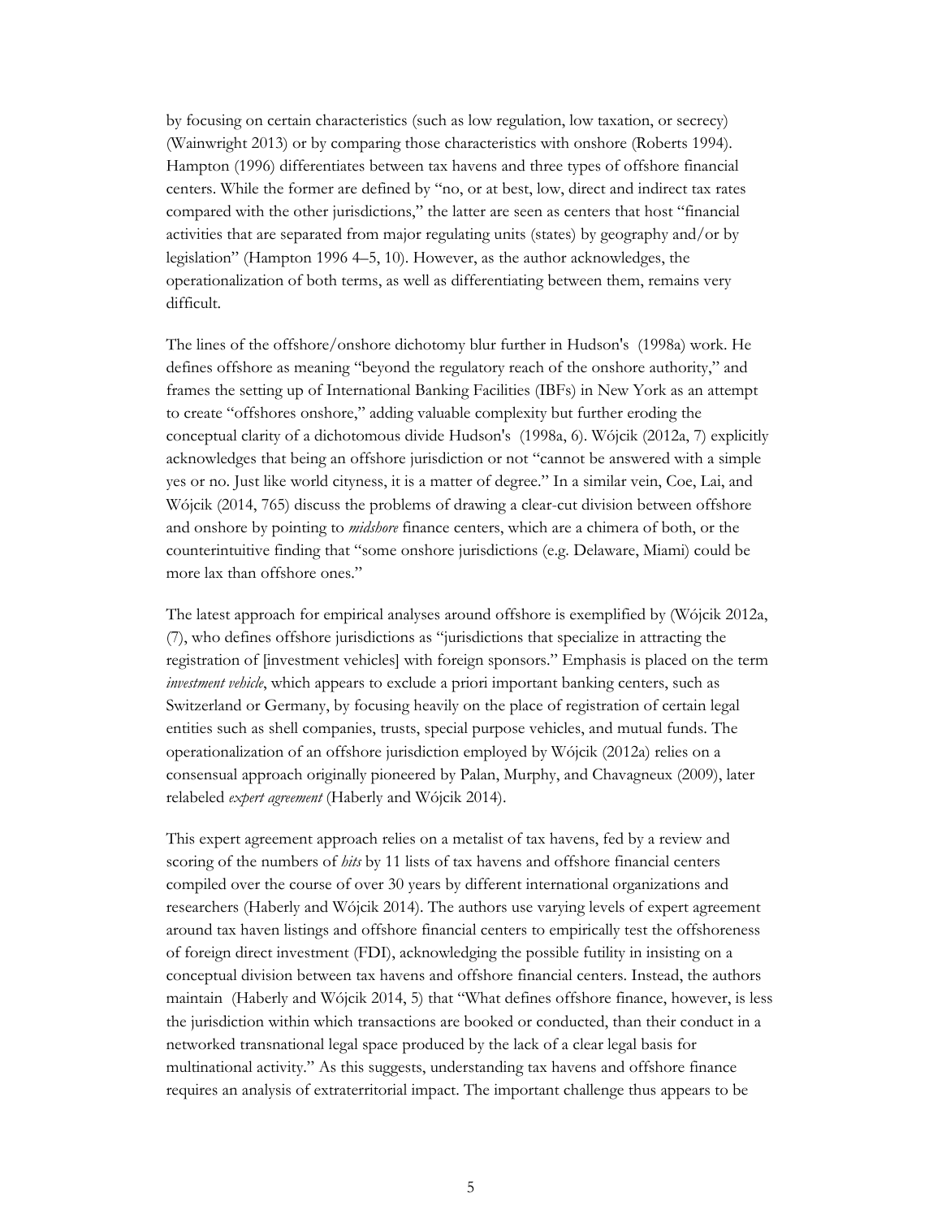by focusing on certain characteristics (such as low regulation, low taxation, or secrecy) (Wainwright 2013) or by comparing those characteristics with onshore (Roberts 1994). Hampton (1996) differentiates between tax havens and three types of offshore financial centers. While the former are defined by "no, or at best, low, direct and indirect tax rates compared with the other jurisdictions," the latter are seen as centers that host "financial activities that are separated from major regulating units (states) by geography and/or by legislation" (Hampton 1996 4–5, 10). However, as the author acknowledges, the operationalization of both terms, as well as differentiating between them, remains very difficult.

The lines of the offshore/onshore dichotomy blur further in Hudson's (1998a) work. He defines offshore as meaning "beyond the regulatory reach of the onshore authority," and frames the setting up of International Banking Facilities (IBFs) in New York as an attempt to create "offshores onshore," adding valuable complexity but further eroding the conceptual clarity of a dichotomous divide Hudson's (1998a, 6). Wójcik (2012a, 7) explicitly acknowledges that being an offshore jurisdiction or not "cannot be answered with a simple yes or no. Just like world cityness, it is a matter of degree." In a similar vein, Coe, Lai, and Wójcik (2014, 765) discuss the problems of drawing a clear-cut division between offshore and onshore by pointing to *midshore* finance centers, which are a chimera of both, or the counterintuitive finding that "some onshore jurisdictions (e.g. Delaware, Miami) could be more lax than offshore ones."

The latest approach for empirical analyses around offshore is exemplified by (Wójcik 2012a, (7), who defines offshore jurisdictions as "jurisdictions that specialize in attracting the registration of [investment vehicles] with foreign sponsors." Emphasis is placed on the term *investment vehicle*, which appears to exclude a priori important banking centers, such as Switzerland or Germany, by focusing heavily on the place of registration of certain legal entities such as shell companies, trusts, special purpose vehicles, and mutual funds. The operationalization of an offshore jurisdiction employed by Wójcik (2012a) relies on a consensual approach originally pioneered by Palan, Murphy, and Chavagneux (2009), later relabeled *expert agreement* (Haberly and Wójcik 2014).

This expert agreement approach relies on a metalist of tax havens, fed by a review and scoring of the numbers of *hits* by 11 lists of tax havens and offshore financial centers compiled over the course of over 30 years by different international organizations and researchers (Haberly and Wójcik 2014). The authors use varying levels of expert agreement around tax haven listings and offshore financial centers to empirically test the offshoreness of foreign direct investment (FDI), acknowledging the possible futility in insisting on a conceptual division between tax havens and offshore financial centers. Instead, the authors maintain (Haberly and Wójcik 2014, 5) that "What defines offshore finance, however, is less the jurisdiction within which transactions are booked or conducted, than their conduct in a networked transnational legal space produced by the lack of a clear legal basis for multinational activity." As this suggests, understanding tax havens and offshore finance requires an analysis of extraterritorial impact. The important challenge thus appears to be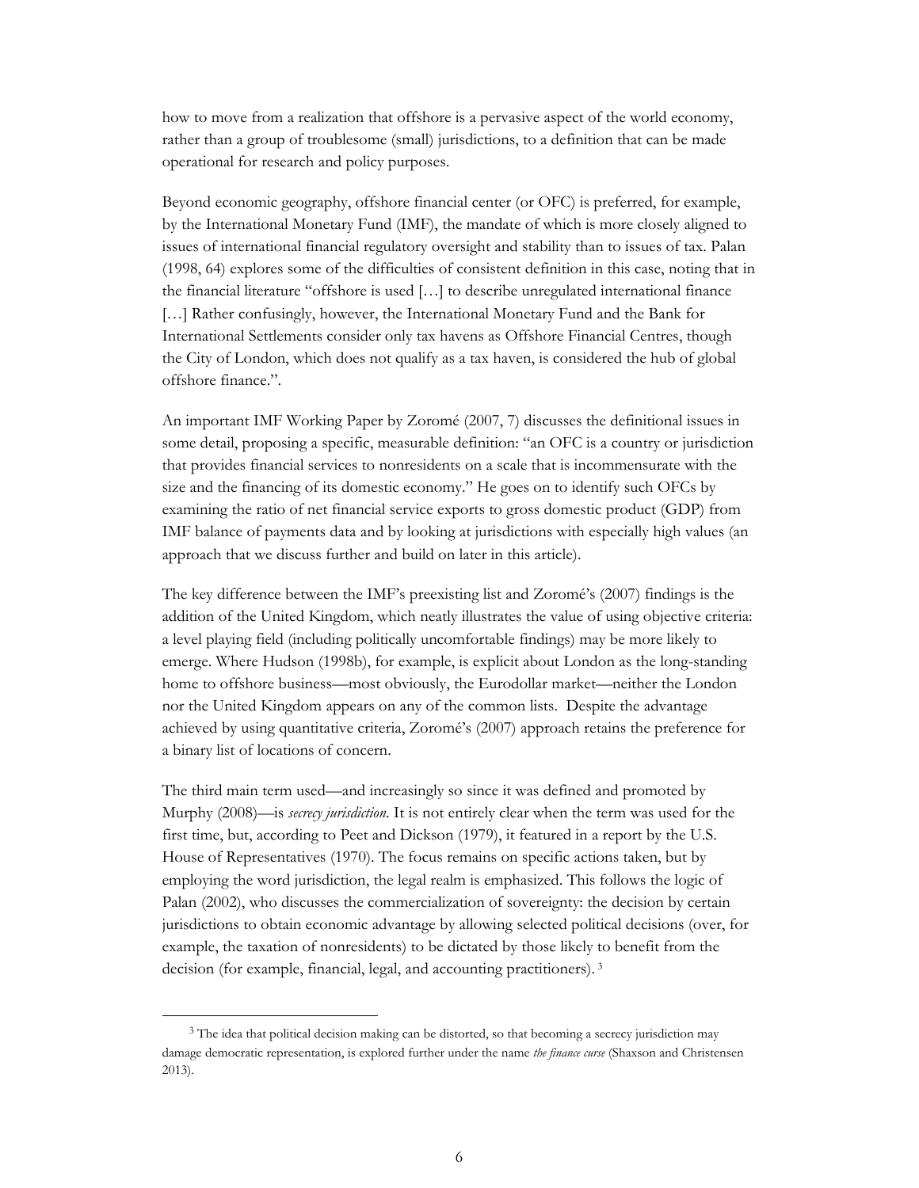how to move from a realization that offshore is a pervasive aspect of the world economy, rather than a group of troublesome (small) jurisdictions, to a definition that can be made operational for research and policy purposes.

Beyond economic geography, offshore financial center (or OFC) is preferred, for example, by the International Monetary Fund (IMF), the mandate of which is more closely aligned to issues of international financial regulatory oversight and stability than to issues of tax. Palan (1998, 64) explores some of the difficulties of consistent definition in this case, noting that in the financial literature "offshore is used […] to describe unregulated international finance […] Rather confusingly, however, the International Monetary Fund and the Bank for International Settlements consider only tax havens as Offshore Financial Centres, though the City of London, which does not qualify as a tax haven, is considered the hub of global offshore finance.".

An important IMF Working Paper by Zoromé (2007, 7) discusses the definitional issues in some detail, proposing a specific, measurable definition: "an OFC is a country or jurisdiction that provides financial services to nonresidents on a scale that is incommensurate with the size and the financing of its domestic economy." He goes on to identify such OFCs by examining the ratio of net financial service exports to gross domestic product (GDP) from IMF balance of payments data and by looking at jurisdictions with especially high values (an approach that we discuss further and build on later in this article).

The key difference between the IMF's preexisting list and Zoromé's (2007) findings is the addition of the United Kingdom, which neatly illustrates the value of using objective criteria: a level playing field (including politically uncomfortable findings) may be more likely to emerge. Where Hudson (1998b), for example, is explicit about London as the long-standing home to offshore business—most obviously, the Eurodollar market—neither the London nor the United Kingdom appears on any of the common lists. Despite the advantage achieved by using quantitative criteria, Zoromé's (2007) approach retains the preference for a binary list of locations of concern.

The third main term used—and increasingly so since it was defined and promoted by Murphy (2008)—is *secrecy jurisdiction*. It is not entirely clear when the term was used for the first time, but, according to Peet and Dickson (1979), it featured in a report by the U.S. House of Representatives (1970). The focus remains on specific actions taken, but by employing the word jurisdiction, the legal realm is emphasized. This follows the logic of Palan (2002), who discusses the commercialization of sovereignty: the decision by certain jurisdictions to obtain economic advantage by allowing selected political decisions (over, for example, the taxation of nonresidents) to be dictated by those likely to benefit from the decision (for example, financial, legal, and accounting practitioners). [3]

[3] The idea that political decision making can be distorted, so that becoming a secrecy jurisdiction may damage democratic representation, is explored further under the name *the finance curse* (Shaxson and Christensen 2013).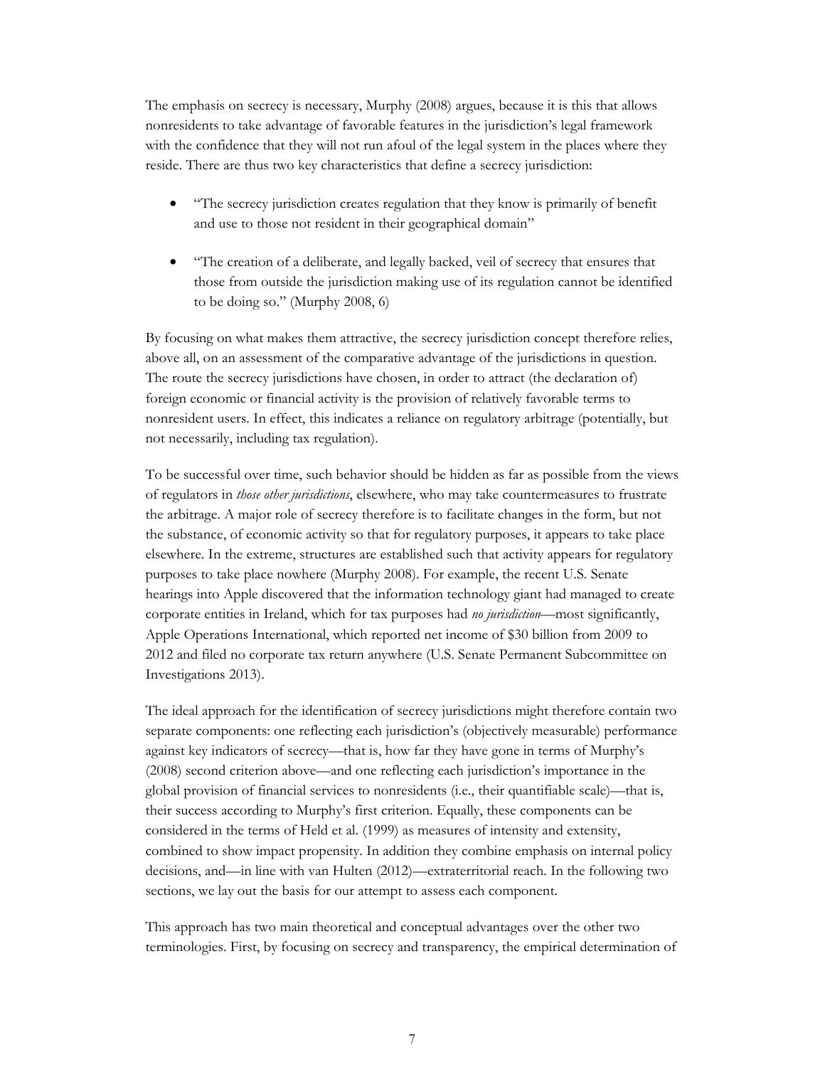The emphasis on secrecy is necessary, Murphy (2008) argues, because it is this that allows nonresidents to take advantage of favorable features in the jurisdiction's legal framework with the confidence that they will not run afoul of the legal system in the places where they reside. There are thus two key characteristics that define a secrecy jurisdiction:

- "The secrecy jurisdiction creates regulation that they know is primarily of benefit and use to those not resident in their geographical domain"
- "The creation of a deliberate, and legally backed, veil of secrecy that ensures that those from outside the jurisdiction making use of its regulation cannot be identified to be doing so." (Murphy 2008, 6)

By focusing on what makes them attractive, the secrecy jurisdiction concept therefore relies, above all, on an assessment of the comparative advantage of the jurisdictions in question. The route the secrecy jurisdictions have chosen, in order to attract (the declaration of) foreign economic or financial activity is the provision of relatively favorable terms to nonresident users. In effect, this indicates a reliance on regulatory arbitrage (potentially, but not necessarily, including tax regulation).

To be successful over time, such behavior should be hidden as far as possible from the views of regulators in *those other jurisdictions*, elsewhere, who may take countermeasures to frustrate the arbitrage. A major role of secrecy therefore is to facilitate changes in the form, but not the substance, of economic activity so that for regulatory purposes, it appears to take place elsewhere. In the extreme, structures are established such that activity appears for regulatory purposes to take place nowhere (Murphy 2008). For example, the recent U.S. Senate hearings into Apple discovered that the information technology giant had managed to create corporate entities in Ireland, which for tax purposes had *no jurisdiction*—most significantly, Apple Operations International, which reported net income of $30 billion from 2009 to 2012 and filed no corporate tax return anywhere (U.S. Senate Permanent Subcommittee on Investigations 2013).

The ideal approach for the identification of secrecy jurisdictions might therefore contain two separate components: one reflecting each jurisdiction's (objectively measurable) performance against key indicators of secrecy—that is, how far they have gone in terms of Murphy's (2008) second criterion above—and one reflecting each jurisdiction's importance in the global provision of financial services to nonresidents (i.e., their quantifiable scale)—that is, their success according to Murphy's first criterion. Equally, these components can be considered in the terms of Held et al. (1999) as measures of intensity and extensity, combined to show impact propensity. In addition they combine emphasis on internal policy decisions, and—in line with van Hulten (2012)—extraterritorial reach. In the following two sections, we lay out the basis for our attempt to assess each component.

This approach has two main theoretical and conceptual advantages over the other two terminologies. First, by focusing on secrecy and transparency, the empirical determination of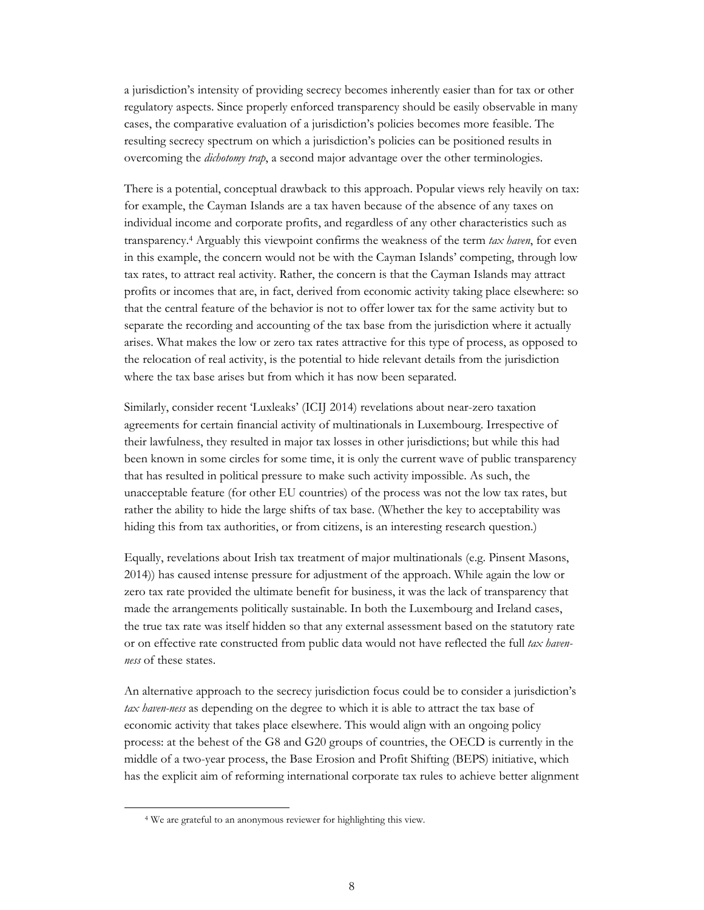a jurisdiction's intensity of providing secrecy becomes inherently easier than for tax or other regulatory aspects. Since properly enforced transparency should be easily observable in many cases, the comparative evaluation of a jurisdiction's policies becomes more feasible. The resulting secrecy spectrum on which a jurisdiction's policies can be positioned results in overcoming the *dichotomy trap*, a second major advantage over the other terminologies.

There is a potential, conceptual drawback to this approach. Popular views rely heavily on tax: for example, the Cayman Islands are a tax haven because of the absence of any taxes on individual income and corporate profits, and regardless of any other characteristics such as transparency.[4] Arguably this viewpoint confirms the weakness of the term *tax haven*, for even in this example, the concern would not be with the Cayman Islands' competing, through low tax rates, to attract real activity. Rather, the concern is that the Cayman Islands may attract profits or incomes that are, in fact, derived from economic activity taking place elsewhere: so that the central feature of the behavior is not to offer lower tax for the same activity but to separate the recording and accounting of the tax base from the jurisdiction where it actually arises. What makes the low or zero tax rates attractive for this type of process, as opposed to the relocation of real activity, is the potential to hide relevant details from the jurisdiction where the tax base arises but from which it has now been separated.

Similarly, consider recent 'Luxleaks' (ICIJ 2014) revelations about near-zero taxation agreements for certain financial activity of multinationals in Luxembourg. Irrespective of their lawfulness, they resulted in major tax losses in other jurisdictions; but while this had been known in some circles for some time, it is only the current wave of public transparency that has resulted in political pressure to make such activity impossible. As such, the unacceptable feature (for other EU countries) of the process was not the low tax rates, but rather the ability to hide the large shifts of tax base. (Whether the key to acceptability was hiding this from tax authorities, or from citizens, is an interesting research question.)

Equally, revelations about Irish tax treatment of major multinationals (e.g. Pinsent Masons, 2014)) has caused intense pressure for adjustment of the approach. While again the low or zero tax rate provided the ultimate benefit for business, it was the lack of transparency that made the arrangements politically sustainable. In both the Luxembourg and Ireland cases, the true tax rate was itself hidden so that any external assessment based on the statutory rate or on effective rate constructed from public data would not have reflected the full *tax haven-ness* of these states.

An alternative approach to the secrecy jurisdiction focus could be to consider a jurisdiction's *tax haven-ness* as depending on the degree to which it is able to attract the tax base of economic activity that takes place elsewhere. This would align with an ongoing policy process: at the behest of the G8 and G20 groups of countries, the OECD is currently in the middle of a two-year process, the Base Erosion and Profit Shifting (BEPS) initiative, which has the explicit aim of reforming international corporate tax rules to achieve better alignment

[4] We are grateful to an anonymous reviewer for highlighting this view.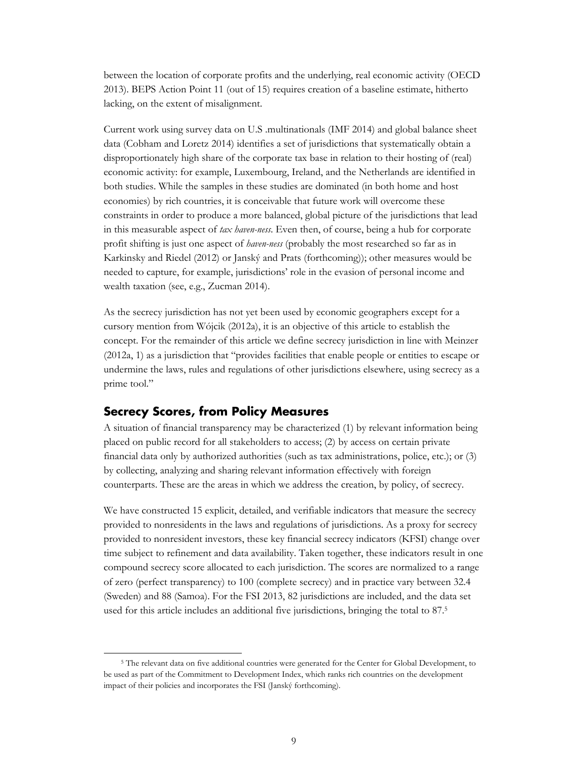between the location of corporate profits and the underlying, real economic activity (OECD 2013). BEPS Action Point 11 (out of 15) requires creation of a baseline estimate, hitherto lacking, on the extent of misalignment.

Current work using survey data on U.S .multinationals (IMF 2014) and global balance sheet data (Cobham and Loretz 2014) identifies a set of jurisdictions that systematically obtain a disproportionately high share of the corporate tax base in relation to their hosting of (real) economic activity: for example, Luxembourg, Ireland, and the Netherlands are identified in both studies. While the samples in these studies are dominated (in both home and host economies) by rich countries, it is conceivable that future work will overcome these constraints in order to produce a more balanced, global picture of the jurisdictions that lead in this measurable aspect of *tax haven-ness*. Even then, of course, being a hub for corporate profit shifting is just one aspect of *haven-ness* (probably the most researched so far as in Karkinsky and Riedel (2012) or Janský and Prats (forthcoming)); other measures would be needed to capture, for example, jurisdictions' role in the evasion of personal income and wealth taxation (see, e.g., Zucman 2014).

As the secrecy jurisdiction has not yet been used by economic geographers except for a cursory mention from Wójcik (2012a), it is an objective of this article to establish the concept. For the remainder of this article we define secrecy jurisdiction in line with Meinzer (2012a, 1) as a jurisdiction that "provides facilities that enable people or entities to escape or undermine the laws, rules and regulations of other jurisdictions elsewhere, using secrecy as a prime tool."

## Secrecy Scores, from Policy Measures

A situation of financial transparency may be characterized (1) by relevant information being placed on public record for all stakeholders to access; (2) by access on certain private financial data only by authorized authorities (such as tax administrations, police, etc.); or (3) by collecting, analyzing and sharing relevant information effectively with foreign counterparts. These are the areas in which we address the creation, by policy, of secrecy.

We have constructed 15 explicit, detailed, and verifiable indicators that measure the secrecy provided to nonresidents in the laws and regulations of jurisdictions. As a proxy for secrecy provided to nonresident investors, these key financial secrecy indicators (KFSI) change over time subject to refinement and data availability. Taken together, these indicators result in one compound secrecy score allocated to each jurisdiction. The scores are normalized to a range of zero (perfect transparency) to 100 (complete secrecy) and in practice vary between 32.4 (Sweden) and 88 (Samoa). For the FSI 2013, 82 jurisdictions are included, and the data set used for this article includes an additional five jurisdictions, bringing the total to 87.[5]

[5] The relevant data on five additional countries were generated for the Center for Global Development, to be used as part of the Commitment to Development Index, which ranks rich countries on the development impact of their policies and incorporates the FSI (Janský forthcoming).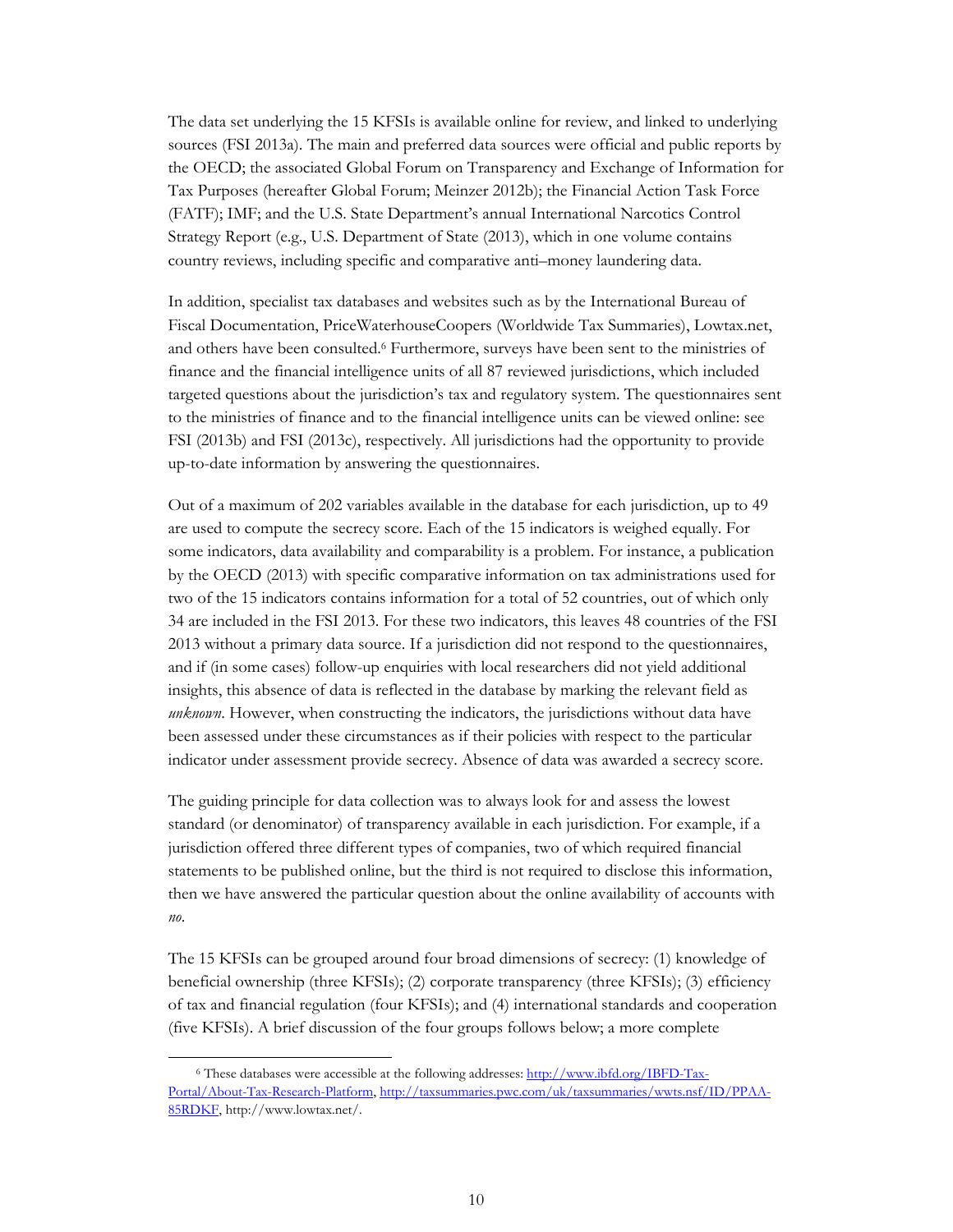The data set underlying the 15 KFSIs is available online for review, and linked to underlying sources (FSI 2013a). The main and preferred data sources were official and public reports by the OECD; the associated Global Forum on Transparency and Exchange of Information for Tax Purposes (hereafter Global Forum; Meinzer 2012b); the Financial Action Task Force (FATF); IMF; and the U.S. State Department's annual International Narcotics Control Strategy Report (e.g., U.S. Department of State (2013), which in one volume contains country reviews, including specific and comparative anti–money laundering data.

In addition, specialist tax databases and websites such as by the International Bureau of Fiscal Documentation, PriceWaterhouseCoopers (Worldwide Tax Summaries), Lowtax.net, and others have been consulted.[6] Furthermore, surveys have been sent to the ministries of finance and the financial intelligence units of all 87 reviewed jurisdictions, which included targeted questions about the jurisdiction's tax and regulatory system. The questionnaires sent to the ministries of finance and to the financial intelligence units can be viewed online: see FSI (2013b) and FSI (2013c), respectively. All jurisdictions had the opportunity to provide up-to-date information by answering the questionnaires.

Out of a maximum of 202 variables available in the database for each jurisdiction, up to 49 are used to compute the secrecy score. Each of the 15 indicators is weighed equally. For some indicators, data availability and comparability is a problem. For instance, a publication by the OECD (2013) with specific comparative information on tax administrations used for two of the 15 indicators contains information for a total of 52 countries, out of which only 34 are included in the FSI 2013. For these two indicators, this leaves 48 countries of the FSI 2013 without a primary data source. If a jurisdiction did not respond to the questionnaires, and if (in some cases) follow-up enquiries with local researchers did not yield additional insights, this absence of data is reflected in the database by marking the relevant field as *unknown*. However, when constructing the indicators, the jurisdictions without data have been assessed under these circumstances as if their policies with respect to the particular indicator under assessment provide secrecy. Absence of data was awarded a secrecy score.

The guiding principle for data collection was to always look for and assess the lowest standard (or denominator) of transparency available in each jurisdiction. For example, if a jurisdiction offered three different types of companies, two of which required financial statements to be published online, but the third is not required to disclose this information, then we have answered the particular question about the online availability of accounts with *no*.

The 15 KFSIs can be grouped around four broad dimensions of secrecy: (1) knowledge of beneficial ownership (three KFSIs); (2) corporate transparency (three KFSIs); (3) efficiency of tax and financial regulation (four KFSIs); and (4) international standards and cooperation (five KFSIs). A brief discussion of the four groups follows below; a more complete

---

[6] These databases were accessible at the following addresses: http://www.ibfd.org/IBFD-Tax-Portal/About-Tax-Research-Platform, http://taxsummaries.pwc.com/uk/taxsummaries/wwts.nsf/ID/PPAA-85RDKF, http://www.lowtax.net/.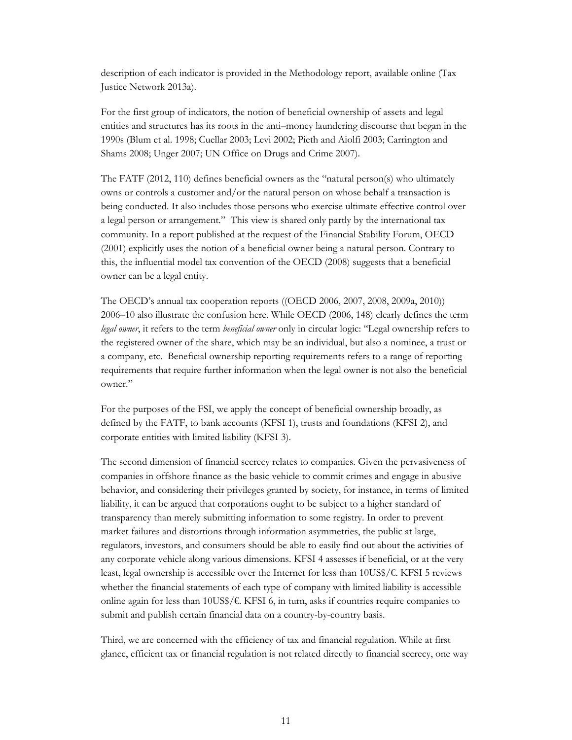description of each indicator is provided in the Methodology report, available online (Tax Justice Network 2013a).

For the first group of indicators, the notion of beneficial ownership of assets and legal entities and structures has its roots in the anti–money laundering discourse that began in the 1990s (Blum et al. 1998; Cuellar 2003; Levi 2002; Pieth and Aiolfi 2003; Carrington and Shams 2008; Unger 2007; UN Office on Drugs and Crime 2007).

The FATF (2012, 110) defines beneficial owners as the "natural person(s) who ultimately owns or controls a customer and/or the natural person on whose behalf a transaction is being conducted. It also includes those persons who exercise ultimate effective control over a legal person or arrangement." This view is shared only partly by the international tax community. In a report published at the request of the Financial Stability Forum, OECD (2001) explicitly uses the notion of a beneficial owner being a natural person. Contrary to this, the influential model tax convention of the OECD (2008) suggests that a beneficial owner can be a legal entity.

The OECD's annual tax cooperation reports ((OECD 2006, 2007, 2008, 2009a, 2010)) 2006–10 also illustrate the confusion here. While OECD (2006, 148) clearly defines the term *legal owner*, it refers to the term *beneficial owner* only in circular logic: "Legal ownership refers to the registered owner of the share, which may be an individual, but also a nominee, a trust or a company, etc. Beneficial ownership reporting requirements refers to a range of reporting requirements that require further information when the legal owner is not also the beneficial owner."

For the purposes of the FSI, we apply the concept of beneficial ownership broadly, as defined by the FATF, to bank accounts (KFSI 1), trusts and foundations (KFSI 2), and corporate entities with limited liability (KFSI 3).

The second dimension of financial secrecy relates to companies. Given the pervasiveness of companies in offshore finance as the basic vehicle to commit crimes and engage in abusive behavior, and considering their privileges granted by society, for instance, in terms of limited liability, it can be argued that corporations ought to be subject to a higher standard of transparency than merely submitting information to some registry. In order to prevent market failures and distortions through information asymmetries, the public at large, regulators, investors, and consumers should be able to easily find out about the activities of any corporate vehicle along various dimensions. KFSI 4 assesses if beneficial, or at the very least, legal ownership is accessible over the Internet for less than 10US$/€. KFSI 5 reviews whether the financial statements of each type of company with limited liability is accessible online again for less than 10US$/€. KFSI 6, in turn, asks if countries require companies to submit and publish certain financial data on a country-by-country basis.

Third, we are concerned with the efficiency of tax and financial regulation. While at first glance, efficient tax or financial regulation is not related directly to financial secrecy, one way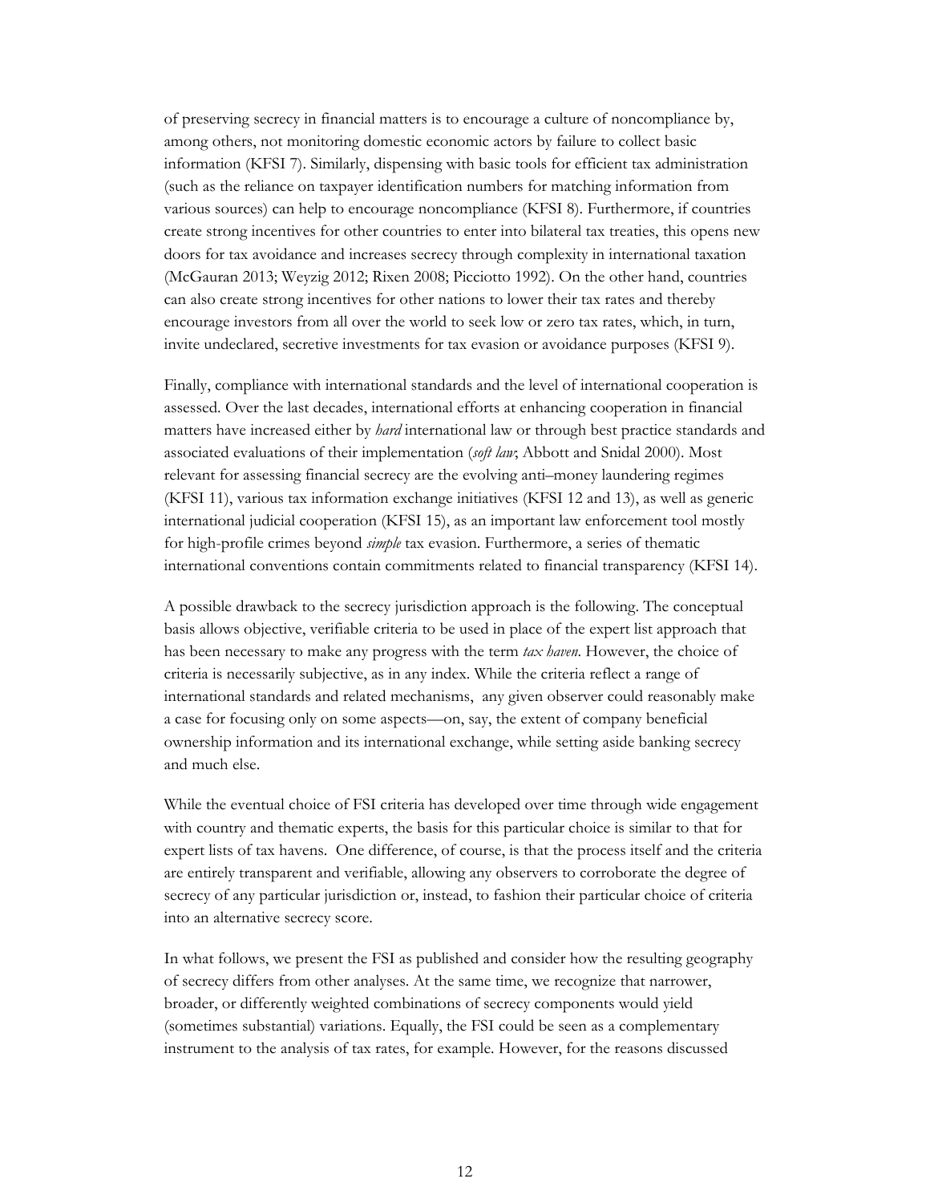of preserving secrecy in financial matters is to encourage a culture of noncompliance by, among others, not monitoring domestic economic actors by failure to collect basic information (KFSI 7). Similarly, dispensing with basic tools for efficient tax administration (such as the reliance on taxpayer identification numbers for matching information from various sources) can help to encourage noncompliance (KFSI 8). Furthermore, if countries create strong incentives for other countries to enter into bilateral tax treaties, this opens new doors for tax avoidance and increases secrecy through complexity in international taxation (McGauran 2013; Weyzig 2012; Rixen 2008; Picciotto 1992). On the other hand, countries can also create strong incentives for other nations to lower their tax rates and thereby encourage investors from all over the world to seek low or zero tax rates, which, in turn, invite undeclared, secretive investments for tax evasion or avoidance purposes (KFSI 9).

Finally, compliance with international standards and the level of international cooperation is assessed. Over the last decades, international efforts at enhancing cooperation in financial matters have increased either by *hard* international law or through best practice standards and associated evaluations of their implementation (*soft law*; Abbott and Snidal 2000). Most relevant for assessing financial secrecy are the evolving anti–money laundering regimes (KFSI 11), various tax information exchange initiatives (KFSI 12 and 13), as well as generic international judicial cooperation (KFSI 15), as an important law enforcement tool mostly for high-profile crimes beyond *simple* tax evasion. Furthermore, a series of thematic international conventions contain commitments related to financial transparency (KFSI 14).

A possible drawback to the secrecy jurisdiction approach is the following. The conceptual basis allows objective, verifiable criteria to be used in place of the expert list approach that has been necessary to make any progress with the term *tax haven*. However, the choice of criteria is necessarily subjective, as in any index. While the criteria reflect a range of international standards and related mechanisms, any given observer could reasonably make a case for focusing only on some aspects—on, say, the extent of company beneficial ownership information and its international exchange, while setting aside banking secrecy and much else.

While the eventual choice of FSI criteria has developed over time through wide engagement with country and thematic experts, the basis for this particular choice is similar to that for expert lists of tax havens. One difference, of course, is that the process itself and the criteria are entirely transparent and verifiable, allowing any observers to corroborate the degree of secrecy of any particular jurisdiction or, instead, to fashion their particular choice of criteria into an alternative secrecy score.

In what follows, we present the FSI as published and consider how the resulting geography of secrecy differs from other analyses. At the same time, we recognize that narrower, broader, or differently weighted combinations of secrecy components would yield (sometimes substantial) variations. Equally, the FSI could be seen as a complementary instrument to the analysis of tax rates, for example. However, for the reasons discussed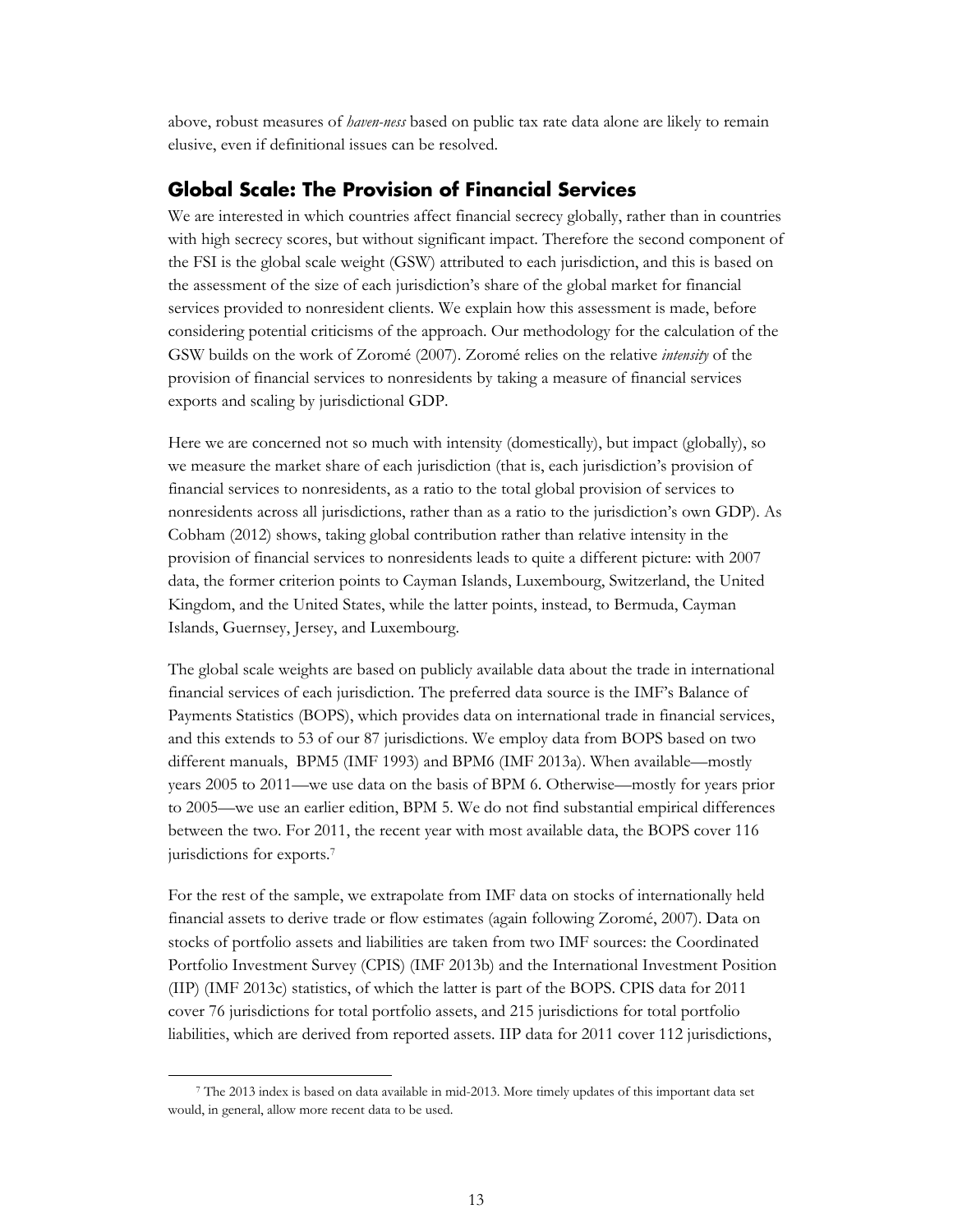above, robust measures of *haven-ness* based on public tax rate data alone are likely to remain elusive, even if definitional issues can be resolved.

## Global Scale: The Provision of Financial Services

We are interested in which countries affect financial secrecy globally, rather than in countries with high secrecy scores, but without significant impact. Therefore the second component of the FSI is the global scale weight (GSW) attributed to each jurisdiction, and this is based on the assessment of the size of each jurisdiction's share of the global market for financial services provided to nonresident clients. We explain how this assessment is made, before considering potential criticisms of the approach. Our methodology for the calculation of the GSW builds on the work of Zoromé (2007). Zoromé relies on the relative *intensity* of the provision of financial services to nonresidents by taking a measure of financial services exports and scaling by jurisdictional GDP.

Here we are concerned not so much with intensity (domestically), but impact (globally), so we measure the market share of each jurisdiction (that is, each jurisdiction's provision of financial services to nonresidents, as a ratio to the total global provision of services to nonresidents across all jurisdictions, rather than as a ratio to the jurisdiction's own GDP). As Cobham (2012) shows, taking global contribution rather than relative intensity in the provision of financial services to nonresidents leads to quite a different picture: with 2007 data, the former criterion points to Cayman Islands, Luxembourg, Switzerland, the United Kingdom, and the United States, while the latter points, instead, to Bermuda, Cayman Islands, Guernsey, Jersey, and Luxembourg.

The global scale weights are based on publicly available data about the trade in international financial services of each jurisdiction. The preferred data source is the IMF's Balance of Payments Statistics (BOPS), which provides data on international trade in financial services, and this extends to 53 of our 87 jurisdictions. We employ data from BOPS based on two different manuals, BPM5 (IMF 1993) and BPM6 (IMF 2013a). When available—mostly years 2005 to 2011—we use data on the basis of BPM 6. Otherwise—mostly for years prior to 2005—we use an earlier edition, BPM 5. We do not find substantial empirical differences between the two. For 2011, the recent year with most available data, the BOPS cover 116 jurisdictions for exports.[7]

For the rest of the sample, we extrapolate from IMF data on stocks of internationally held financial assets to derive trade or flow estimates (again following Zoromé, 2007). Data on stocks of portfolio assets and liabilities are taken from two IMF sources: the Coordinated Portfolio Investment Survey (CPIS) (IMF 2013b) and the International Investment Position (IIP) (IMF 2013c) statistics, of which the latter is part of the BOPS. CPIS data for 2011 cover 76 jurisdictions for total portfolio assets, and 215 jurisdictions for total portfolio liabilities, which are derived from reported assets. IIP data for 2011 cover 112 jurisdictions,

[7] The 2013 index is based on data available in mid-2013. More timely updates of this important data set would, in general, allow more recent data to be used.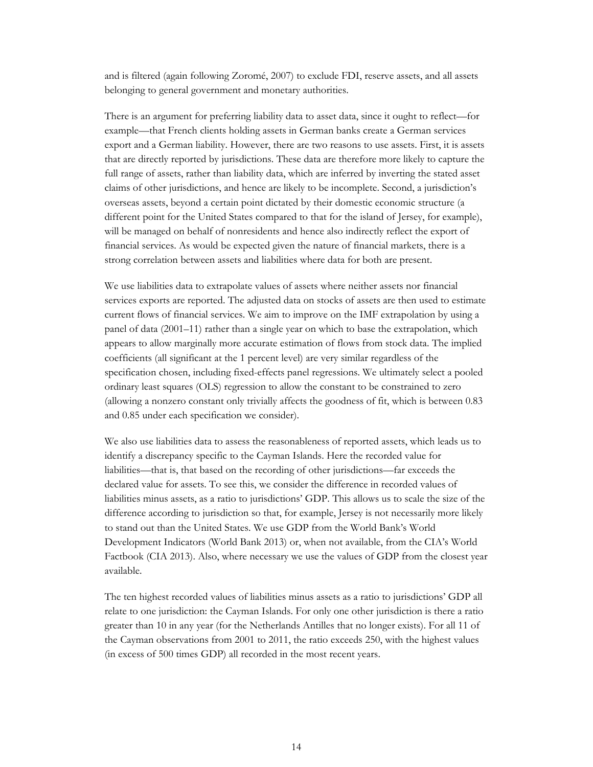and is filtered (again following Zoromé, 2007) to exclude FDI, reserve assets, and all assets belonging to general government and monetary authorities.

There is an argument for preferring liability data to asset data, since it ought to reflect—for example—that French clients holding assets in German banks create a German services export and a German liability. However, there are two reasons to use assets. First, it is assets that are directly reported by jurisdictions. These data are therefore more likely to capture the full range of assets, rather than liability data, which are inferred by inverting the stated asset claims of other jurisdictions, and hence are likely to be incomplete. Second, a jurisdiction's overseas assets, beyond a certain point dictated by their domestic economic structure (a different point for the United States compared to that for the island of Jersey, for example), will be managed on behalf of nonresidents and hence also indirectly reflect the export of financial services. As would be expected given the nature of financial markets, there is a strong correlation between assets and liabilities where data for both are present.

We use liabilities data to extrapolate values of assets where neither assets nor financial services exports are reported. The adjusted data on stocks of assets are then used to estimate current flows of financial services. We aim to improve on the IMF extrapolation by using a panel of data (2001–11) rather than a single year on which to base the extrapolation, which appears to allow marginally more accurate estimation of flows from stock data. The implied coefficients (all significant at the 1 percent level) are very similar regardless of the specification chosen, including fixed-effects panel regressions. We ultimately select a pooled ordinary least squares (OLS) regression to allow the constant to be constrained to zero (allowing a nonzero constant only trivially affects the goodness of fit, which is between 0.83 and 0.85 under each specification we consider).

We also use liabilities data to assess the reasonableness of reported assets, which leads us to identify a discrepancy specific to the Cayman Islands. Here the recorded value for liabilities—that is, that based on the recording of other jurisdictions—far exceeds the declared value for assets. To see this, we consider the difference in recorded values of liabilities minus assets, as a ratio to jurisdictions' GDP. This allows us to scale the size of the difference according to jurisdiction so that, for example, Jersey is not necessarily more likely to stand out than the United States. We use GDP from the World Bank's World Development Indicators (World Bank 2013) or, when not available, from the CIA's World Factbook (CIA 2013). Also, where necessary we use the values of GDP from the closest year available.

The ten highest recorded values of liabilities minus assets as a ratio to jurisdictions' GDP all relate to one jurisdiction: the Cayman Islands. For only one other jurisdiction is there a ratio greater than 10 in any year (for the Netherlands Antilles that no longer exists). For all 11 of the Cayman observations from 2001 to 2011, the ratio exceeds 250, with the highest values (in excess of 500 times GDP) all recorded in the most recent years.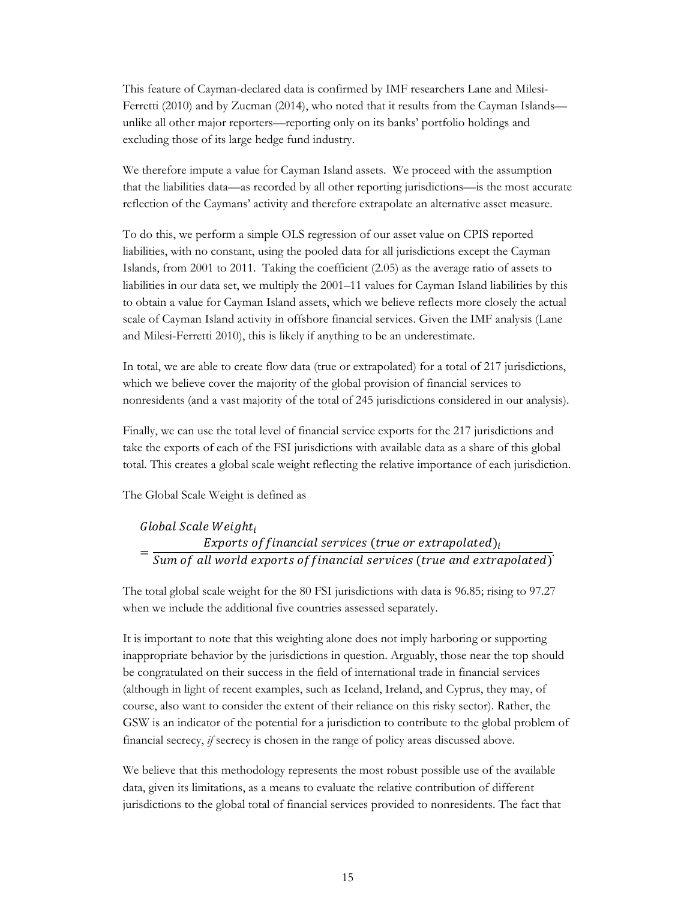This feature of Cayman-declared data is confirmed by IMF researchers Lane and Milesi-Ferretti (2010) and by Zucman (2014), who noted that it results from the Cayman Islands—unlike all other major reporters—reporting only on its banks' portfolio holdings and excluding those of its large hedge fund industry.

We therefore impute a value for Cayman Island assets. We proceed with the assumption that the liabilities data—as recorded by all other reporting jurisdictions—is the most accurate reflection of the Caymans' activity and therefore extrapolate an alternative asset measure.

To do this, we perform a simple OLS regression of our asset value on CPIS reported liabilities, with no constant, using the pooled data for all jurisdictions except the Cayman Islands, from 2001 to 2011. Taking the coefficient (2.05) as the average ratio of assets to liabilities in our data set, we multiply the 2001–11 values for Cayman Island liabilities by this to obtain a value for Cayman Island assets, which we believe reflects more closely the actual scale of Cayman Island activity in offshore financial services. Given the IMF analysis (Lane and Milesi-Ferretti 2010), this is likely if anything to be an underestimate.

In total, we are able to create flow data (true or extrapolated) for a total of 217 jurisdictions, which we believe cover the majority of the global provision of financial services to nonresidents (and a vast majority of the total of 245 jurisdictions considered in our analysis).

Finally, we can use the total level of financial service exports for the 217 jurisdictions and take the exports of each of the FSI jurisdictions with available data as a share of this global total. This creates a global scale weight reflecting the relative importance of each jurisdiction.

The Global Scale Weight is defined as

$$Global\ Scale\ Weight_i = \frac{Exports\ of\ financial\ services\ (true\ or\ extrapolated)_i}{Sum\ of\ all\ world\ exports\ of\ financial\ services\ (true\ and\ extrapolated)}.$$

The total global scale weight for the 80 FSI jurisdictions with data is 96.85; rising to 97.27 when we include the additional five countries assessed separately.

It is important to note that this weighting alone does not imply harboring or supporting inappropriate behavior by the jurisdictions in question. Arguably, those near the top should be congratulated on their success in the field of international trade in financial services (although in light of recent examples, such as Iceland, Ireland, and Cyprus, they may, of course, also want to consider the extent of their reliance on this risky sector). Rather, the GSW is an indicator of the potential for a jurisdiction to contribute to the global problem of financial secrecy, *if* secrecy is chosen in the range of policy areas discussed above.

We believe that this methodology represents the most robust possible use of the available data, given its limitations, as a means to evaluate the relative contribution of different jurisdictions to the global total of financial services provided to nonresidents. The fact that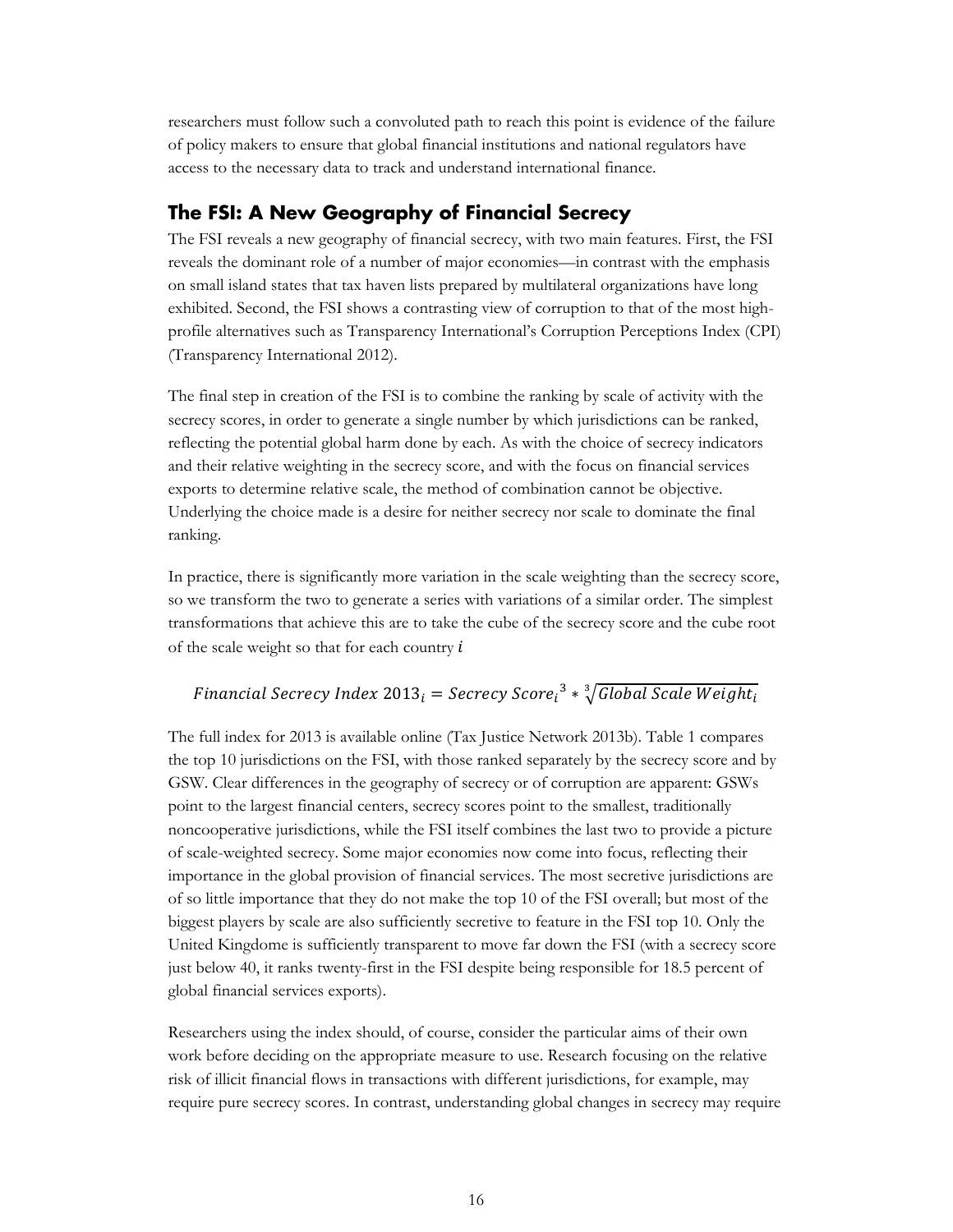researchers must follow such a convoluted path to reach this point is evidence of the failure of policy makers to ensure that global financial institutions and national regulators have access to the necessary data to track and understand international finance.

## The FSI: A New Geography of Financial Secrecy

The FSI reveals a new geography of financial secrecy, with two main features. First, the FSI reveals the dominant role of a number of major economies—in contrast with the emphasis on small island states that tax haven lists prepared by multilateral organizations have long exhibited. Second, the FSI shows a contrasting view of corruption to that of the most high-profile alternatives such as Transparency International's Corruption Perceptions Index (CPI) (Transparency International 2012).

The final step in creation of the FSI is to combine the ranking by scale of activity with the secrecy scores, in order to generate a single number by which jurisdictions can be ranked, reflecting the potential global harm done by each. As with the choice of secrecy indicators and their relative weighting in the secrecy score, and with the focus on financial services exports to determine relative scale, the method of combination cannot be objective. Underlying the choice made is a desire for neither secrecy nor scale to dominate the final ranking.

In practice, there is significantly more variation in the scale weighting than the secrecy score, so we transform the two to generate a series with variations of a similar order. The simplest transformations that achieve this are to take the cube of the secrecy score and the cube root of the scale weight so that for each country $i$

$$Financial\ Secrecy\ Index\ 2013_i = Secrecy\ Score_i^{\ 3} * \sqrt[3]{Global\ Scale\ Weight_i}$$

The full index for 2013 is available online (Tax Justice Network 2013b). Table 1 compares the top 10 jurisdictions on the FSI, with those ranked separately by the secrecy score and by GSW. Clear differences in the geography of secrecy or of corruption are apparent: GSWs point to the largest financial centers, secrecy scores point to the smallest, traditionally noncooperative jurisdictions, while the FSI itself combines the last two to provide a picture of scale-weighted secrecy. Some major economies now come into focus, reflecting their importance in the global provision of financial services. The most secretive jurisdictions are of so little importance that they do not make the top 10 of the FSI overall; but most of the biggest players by scale are also sufficiently secretive to feature in the FSI top 10. Only the United Kingdome is sufficiently transparent to move far down the FSI (with a secrecy score just below 40, it ranks twenty-first in the FSI despite being responsible for 18.5 percent of global financial services exports).

Researchers using the index should, of course, consider the particular aims of their own work before deciding on the appropriate measure to use. Research focusing on the relative risk of illicit financial flows in transactions with different jurisdictions, for example, may require pure secrecy scores. In contrast, understanding global changes in secrecy may require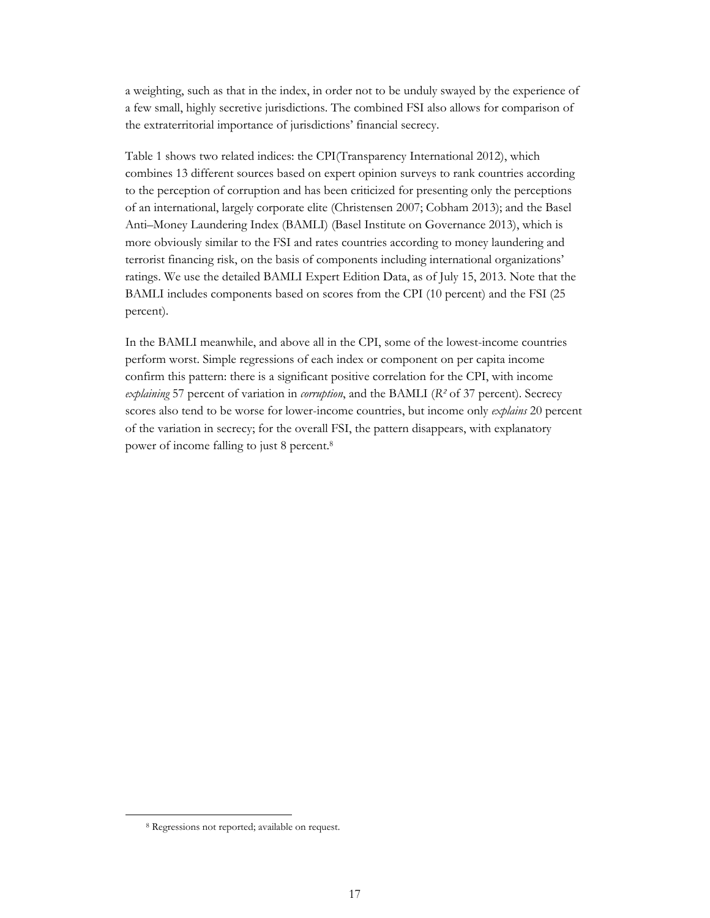a weighting, such as that in the index, in order not to be unduly swayed by the experience of a few small, highly secretive jurisdictions. The combined FSI also allows for comparison of the extraterritorial importance of jurisdictions' financial secrecy.

Table 1 shows two related indices: the CPI(Transparency International 2012), which combines 13 different sources based on expert opinion surveys to rank countries according to the perception of corruption and has been criticized for presenting only the perceptions of an international, largely corporate elite (Christensen 2007; Cobham 2013); and the Basel Anti–Money Laundering Index (BAMLI) (Basel Institute on Governance 2013), which is more obviously similar to the FSI and rates countries according to money laundering and terrorist financing risk, on the basis of components including international organizations' ratings. We use the detailed BAMLI Expert Edition Data, as of July 15, 2013. Note that the BAMLI includes components based on scores from the CPI (10 percent) and the FSI (25 percent).

In the BAMLI meanwhile, and above all in the CPI, some of the lowest-income countries perform worst. Simple regressions of each index or component on per capita income confirm this pattern: there is a significant positive correlation for the CPI, with income *explaining* 57 percent of variation in *corruption*, and the BAMLI ($R^2$ of 37 percent). Secrecy scores also tend to be worse for lower-income countries, but income only *explains* 20 percent of the variation in secrecy; for the overall FSI, the pattern disappears, with explanatory power of income falling to just 8 percent.[8]

[8] Regressions not reported; available on request.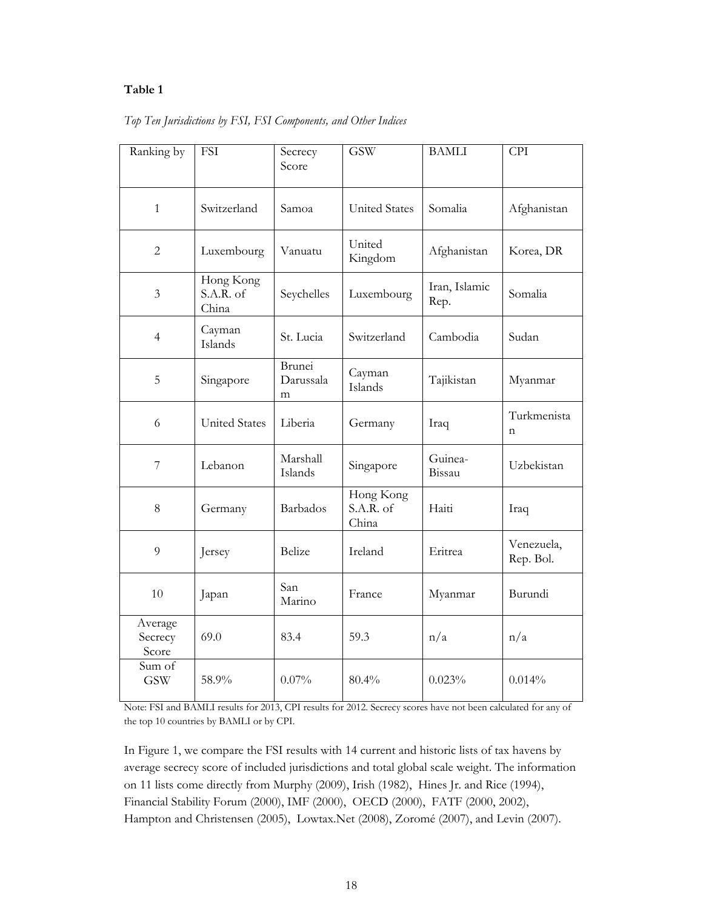**Table 1**

*Top Ten Jurisdictions by FSI, FSI Components, and Other Indices*

| Ranking by | FSI | Secrecy Score | GSW | BAMLI | CPI |
|---|---|---|---|---|---|
| 1 | Switzerland | Samoa | United States | Somalia | Afghanistan |
| 2 | Luxembourg | Vanuatu | United Kingdom | Afghanistan | Korea, DR |
| 3 | Hong Kong S.A.R. of China | Seychelles | Luxembourg | Iran, Islamic Rep. | Somalia |
| 4 | Cayman Islands | St. Lucia | Switzerland | Cambodia | Sudan |
| 5 | Singapore | Brunei Darussalam | Cayman Islands | Tajikistan | Myanmar |
| 6 | United States | Liberia | Germany | Iraq | Turkmenistan |
| 7 | Lebanon | Marshall Islands | Singapore | Guinea-Bissau | Uzbekistan |
| 8 | Germany | Barbados | Hong Kong S.A.R. of China | Haiti | Iraq |
| 9 | Jersey | Belize | Ireland | Eritrea | Venezuela, Rep. Bol. |
| 10 | Japan | San Marino | France | Myanmar | Burundi |
| Average Secrecy Score | 69.0 | 83.4 | 59.3 | n/a | n/a |
| Sum of GSW | 58.9% | 0.07% | 80.4% | 0.023% | 0.014% |

Note: FSI and BAMLI results for 2013, CPI results for 2012. Secrecy scores have not been calculated for any of the top 10 countries by BAMLI or by CPI.

In Figure 1, we compare the FSI results with 14 current and historic lists of tax havens by average secrecy score of included jurisdictions and total global scale weight. The information on 11 lists come directly from Murphy (2009), Irish (1982), Hines Jr. and Rice (1994), Financial Stability Forum (2000), IMF (2000), OECD (2000), FATF (2000, 2002), Hampton and Christensen (2005), Lowtax.Net (2008), Zoromé (2007), and Levin (2007).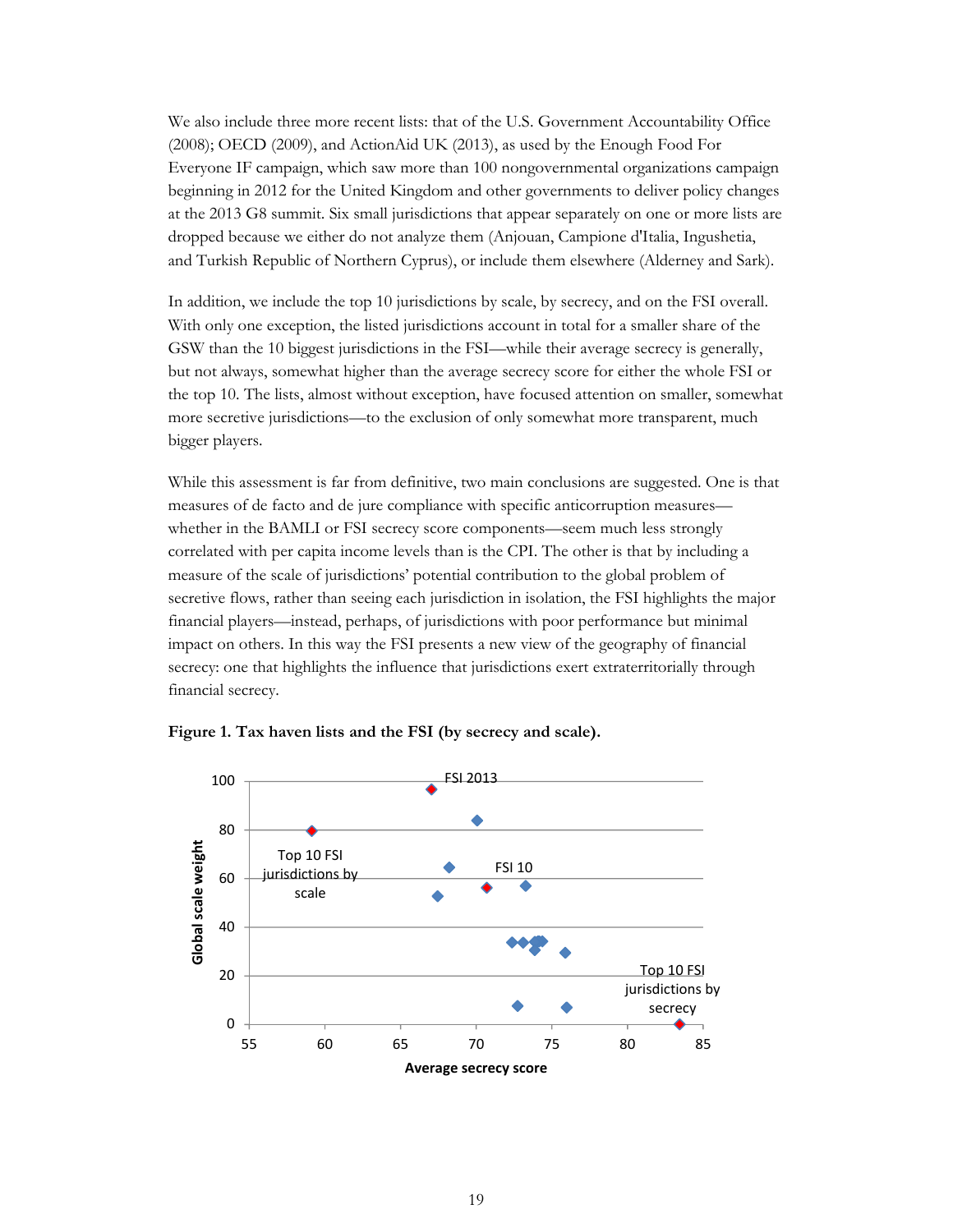We also include three more recent lists: that of the U.S. Government Accountability Office (2008); OECD (2009), and ActionAid UK (2013), as used by the Enough Food For Everyone IF campaign, which saw more than 100 nongovernmental organizations campaign beginning in 2012 for the United Kingdom and other governments to deliver policy changes at the 2013 G8 summit. Six small jurisdictions that appear separately on one or more lists are dropped because we either do not analyze them (Anjouan, Campione d'Italia, Ingushetia, and Turkish Republic of Northern Cyprus), or include them elsewhere (Alderney and Sark).

In addition, we include the top 10 jurisdictions by scale, by secrecy, and on the FSI overall. With only one exception, the listed jurisdictions account in total for a smaller share of the GSW than the 10 biggest jurisdictions in the FSI—while their average secrecy is generally, but not always, somewhat higher than the average secrecy score for either the whole FSI or the top 10. The lists, almost without exception, have focused attention on smaller, somewhat more secretive jurisdictions—to the exclusion of only somewhat more transparent, much bigger players.

While this assessment is far from definitive, two main conclusions are suggested. One is that measures of de facto and de jure compliance with specific anticorruption measures—whether in the BAMLI or FSI secrecy score components—seem much less strongly correlated with per capita income levels than is the CPI. The other is that by including a measure of the scale of jurisdictions' potential contribution to the global problem of secretive flows, rather than seeing each jurisdiction in isolation, the FSI highlights the major financial players—instead, perhaps, of jurisdictions with poor performance but minimal impact on others. In this way the FSI presents a new view of the geography of financial secrecy: one that highlights the influence that jurisdictions exert extraterritorially through financial secrecy.

**Figure 1. Tax haven lists and the FSI (by secrecy and scale).**

Global scale weight (y-axis, 0–100) vs. Average secrecy score (x-axis, 55–85). Labels: FSI 2013; Top 10 FSI jurisdictions by scale; FSI 10; Top 10 FSI jurisdictions by secrecy.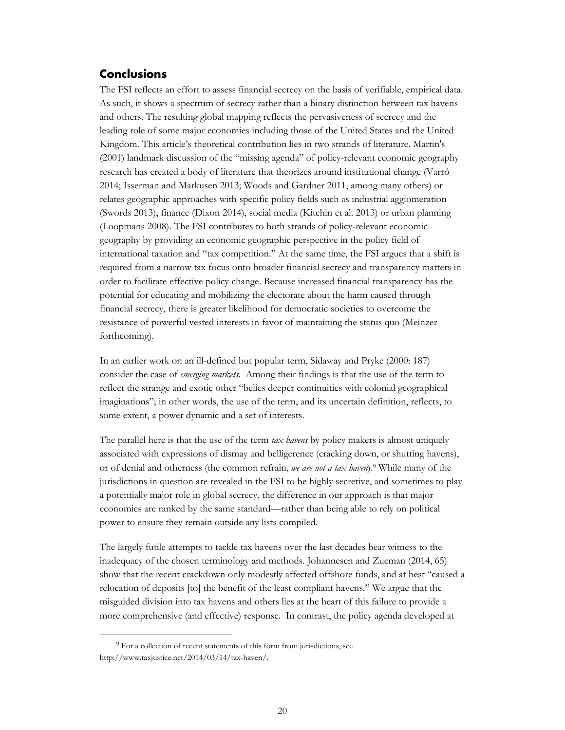## Conclusions

The FSI reflects an effort to assess financial secrecy on the basis of verifiable, empirical data. As such, it shows a spectrum of secrecy rather than a binary distinction between tax havens and others. The resulting global mapping reflects the pervasiveness of secrecy and the leading role of some major economies including those of the United States and the United Kingdom. This article's theoretical contribution lies in two strands of literature. Martin's (2001) landmark discussion of the "missing agenda" of policy-relevant economic geography research has created a body of literature that theorizes around institutional change (Varró 2014; Isserman and Markusen 2013; Woods and Gardner 2011, among many others) or relates geographic approaches with specific policy fields such as industrial agglomeration (Swords 2013), finance (Dixon 2014), social media (Kitchin et al. 2013) or urban planning (Loopmans 2008). The FSI contributes to both strands of policy-relevant economic geography by providing an economic geographic perspective in the policy field of international taxation and "tax competition." At the same time, the FSI argues that a shift is required from a narrow tax focus onto broader financial secrecy and transparency matters in order to facilitate effective policy change. Because increased financial transparency has the potential for educating and mobilizing the electorate about the harm caused through financial secrecy, there is greater likelihood for democratic societies to overcome the resistance of powerful vested interests in favor of maintaining the status quo (Meinzer forthcoming).

In an earlier work on an ill-defined but popular term, Sidaway and Pryke (2000: 187) consider the case of *emerging markets*. Among their findings is that the use of the term to reflect the strange and exotic other "belies deeper continuities with colonial geographical imaginations"; in other words, the use of the term, and its uncertain definition, reflects, to some extent, a power dynamic and a set of interests.

The parallel here is that the use of the term *tax havens* by policy makers is almost uniquely associated with expressions of dismay and belligerence (cracking down, or shutting havens), or of denial and otherness (the common refrain, *we are not a tax haven*).[9] While many of the jurisdictions in question are revealed in the FSI to be highly secretive, and sometimes to play a potentially major role in global secrecy, the difference in our approach is that major economies are ranked by the same standard—rather than being able to rely on political power to ensure they remain outside any lists compiled.

The largely futile attempts to tackle tax havens over the last decades bear witness to the inadequacy of the chosen terminology and methods. Johannesen and Zucman (2014, 65) show that the recent crackdown only modestly affected offshore funds, and at best "caused a relocation of deposits [to] the benefit of the least compliant havens." We argue that the misguided division into tax havens and others lies at the heart of this failure to provide a more comprehensive (and effective) response. In contrast, the policy agenda developed at

[9] For a collection of recent statements of this form from jurisdictions, see http://www.taxjustice.net/2014/03/14/tax-haven/.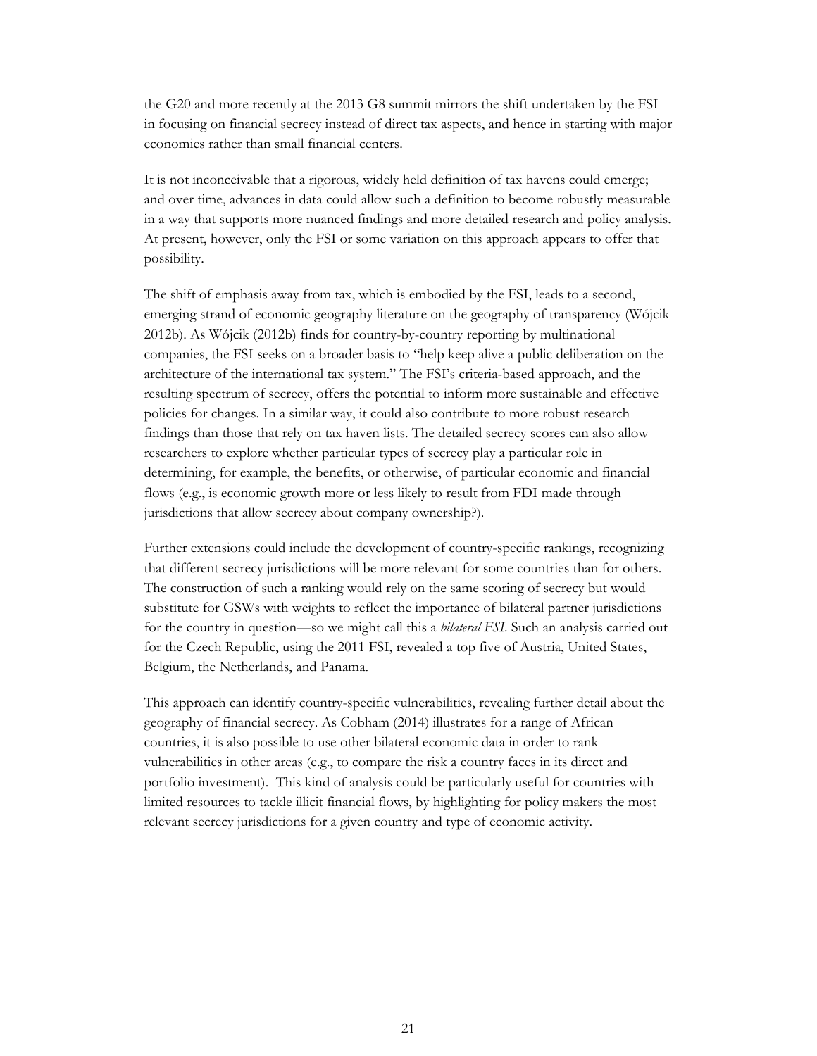the G20 and more recently at the 2013 G8 summit mirrors the shift undertaken by the FSI in focusing on financial secrecy instead of direct tax aspects, and hence in starting with major economies rather than small financial centers.

It is not inconceivable that a rigorous, widely held definition of tax havens could emerge; and over time, advances in data could allow such a definition to become robustly measurable in a way that supports more nuanced findings and more detailed research and policy analysis. At present, however, only the FSI or some variation on this approach appears to offer that possibility.

The shift of emphasis away from tax, which is embodied by the FSI, leads to a second, emerging strand of economic geography literature on the geography of transparency (Wójcik 2012b). As Wójcik (2012b) finds for country-by-country reporting by multinational companies, the FSI seeks on a broader basis to "help keep alive a public deliberation on the architecture of the international tax system." The FSI's criteria-based approach, and the resulting spectrum of secrecy, offers the potential to inform more sustainable and effective policies for changes. In a similar way, it could also contribute to more robust research findings than those that rely on tax haven lists. The detailed secrecy scores can also allow researchers to explore whether particular types of secrecy play a particular role in determining, for example, the benefits, or otherwise, of particular economic and financial flows (e.g., is economic growth more or less likely to result from FDI made through jurisdictions that allow secrecy about company ownership?).

Further extensions could include the development of country-specific rankings, recognizing that different secrecy jurisdictions will be more relevant for some countries than for others. The construction of such a ranking would rely on the same scoring of secrecy but would substitute for GSWs with weights to reflect the importance of bilateral partner jurisdictions for the country in question—so we might call this a *bilateral FSI*. Such an analysis carried out for the Czech Republic, using the 2011 FSI, revealed a top five of Austria, United States, Belgium, the Netherlands, and Panama.

This approach can identify country-specific vulnerabilities, revealing further detail about the geography of financial secrecy. As Cobham (2014) illustrates for a range of African countries, it is also possible to use other bilateral economic data in order to rank vulnerabilities in other areas (e.g., to compare the risk a country faces in its direct and portfolio investment). This kind of analysis could be particularly useful for countries with limited resources to tackle illicit financial flows, by highlighting for policy makers the most relevant secrecy jurisdictions for a given country and type of economic activity.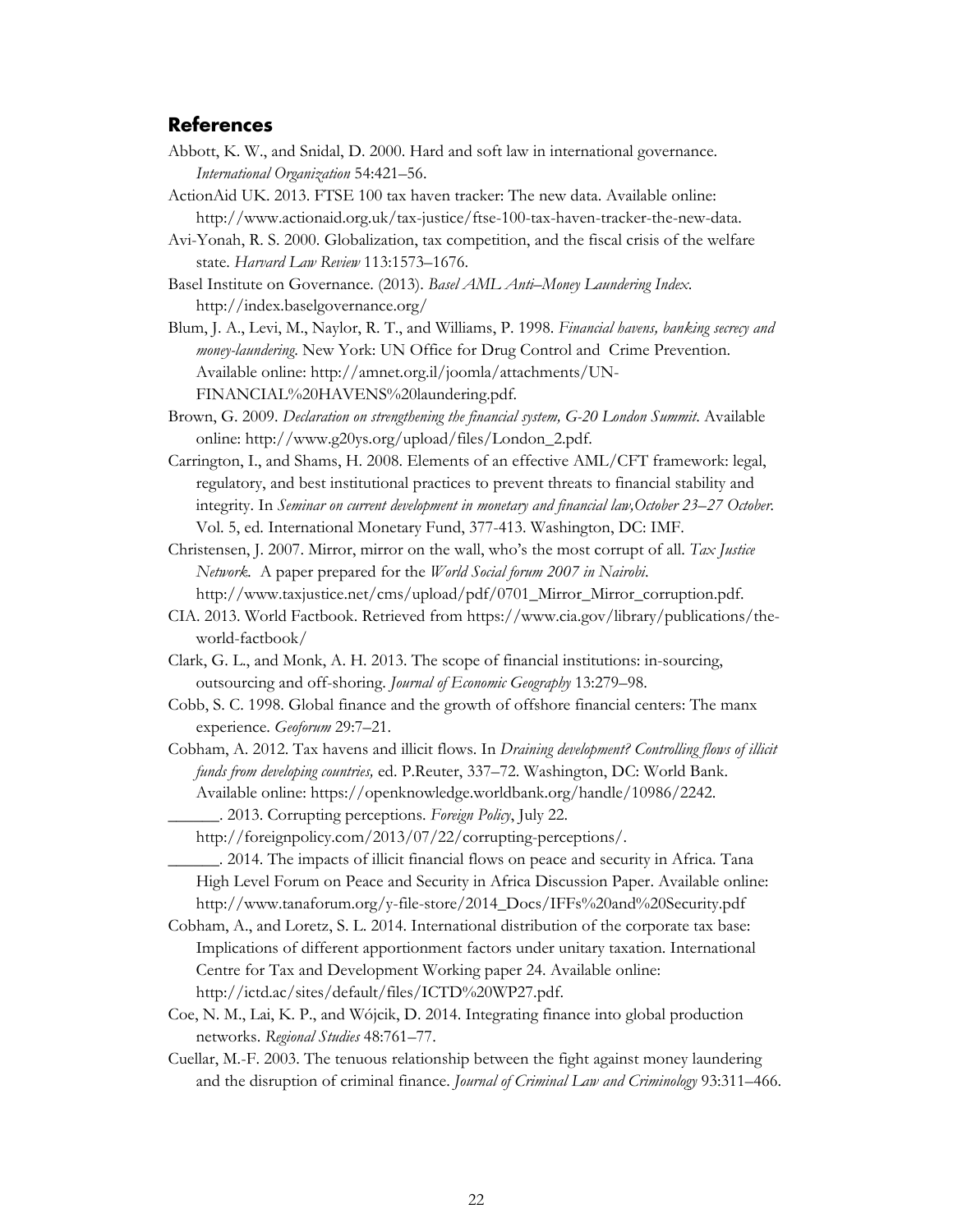## References

Abbott, K. W., and Snidal, D. 2000. Hard and soft law in international governance. *International Organization* 54:421–56.

ActionAid UK. 2013. FTSE 100 tax haven tracker: The new data. Available online: http://www.actionaid.org.uk/tax-justice/ftse-100-tax-haven-tracker-the-new-data.

Avi-Yonah, R. S. 2000. Globalization, tax competition, and the fiscal crisis of the welfare state. *Harvard Law Review* 113:1573–1676.

Basel Institute on Governance. (2013). *Basel AML Anti–Money Laundering Index*. http://index.baselgovernance.org/

Blum, J. A., Levi, M., Naylor, R. T., and Williams, P. 1998. *Financial havens, banking secrecy and money-laundering*. New York: UN Office for Drug Control and Crime Prevention. Available online: http://amnet.org.il/joomla/attachments/UN-FINANCIAL%20HAVENS%20laundering.pdf.

Brown, G. 2009. *Declaration on strengthening the financial system, G-20 London Summit*. Available online: http://www.g20ys.org/upload/files/London_2.pdf.

Carrington, I., and Shams, H. 2008. Elements of an effective AML/CFT framework: legal, regulatory, and best institutional practices to prevent threats to financial stability and integrity. In *Seminar on current development in monetary and financial law,October 23–27 October*. Vol. 5, ed. International Monetary Fund, 377-413. Washington, DC: IMF.

Christensen, J. 2007. Mirror, mirror on the wall, who's the most corrupt of all. *Tax Justice Network*. A paper prepared for the *World Social forum 2007 in Nairobi*. http://www.taxjustice.net/cms/upload/pdf/0701_Mirror_Mirror_corruption.pdf.

CIA. 2013. World Factbook. Retrieved from https://www.cia.gov/library/publications/the-world-factbook/

Clark, G. L., and Monk, A. H. 2013. The scope of financial institutions: in-sourcing, outsourcing and off-shoring. *Journal of Economic Geography* 13:279–98.

Cobb, S. C. 1998. Global finance and the growth of offshore financial centers: The manx experience. *Geoforum* 29:7–21.

Cobham, A. 2012. Tax havens and illicit flows. In *Draining development? Controlling flows of illicit funds from developing countries,* ed. P.Reuter, 337–72. Washington, DC: World Bank. Available online: https://openknowledge.worldbank.org/handle/10986/2242.

______. 2013. Corrupting perceptions. *Foreign Policy*, July 22. http://foreignpolicy.com/2013/07/22/corrupting-perceptions/.

______. 2014. The impacts of illicit financial flows on peace and security in Africa. Tana High Level Forum on Peace and Security in Africa Discussion Paper. Available online: http://www.tanaforum.org/y-file-store/2014_Docs/IFFs%20and%20Security.pdf

Cobham, A., and Loretz, S. L. 2014. International distribution of the corporate tax base: Implications of different apportionment factors under unitary taxation. International Centre for Tax and Development Working paper 24. Available online: http://ictd.ac/sites/default/files/ICTD%20WP27.pdf.

Coe, N. M., Lai, K. P., and Wójcik, D. 2014. Integrating finance into global production networks. *Regional Studies* 48:761–77.

Cuellar, M.-F. 2003. The tenuous relationship between the fight against money laundering and the disruption of criminal finance. *Journal of Criminal Law and Criminology* 93:311–466.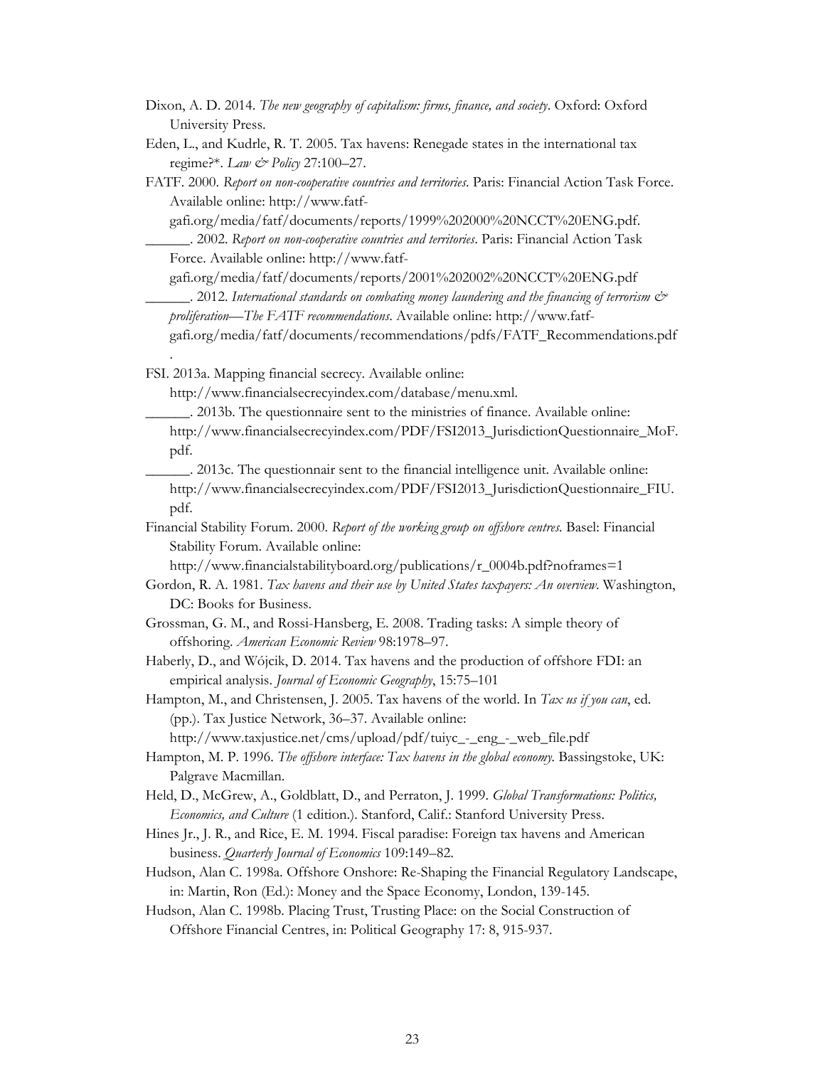Dixon, A. D. 2014. *The new geography of capitalism: firms, finance, and society*. Oxford: Oxford University Press.

Eden, L., and Kudrle, R. T. 2005. Tax havens: Renegade states in the international tax regime?*. *Law & Policy* 27:100–27.

FATF. 2000. *Report on non-cooperative countries and territories*. Paris: Financial Action Task Force. Available online: http://www.fatf-gafi.org/media/fatf/documents/reports/1999%202000%20NCCT%20ENG.pdf.

______. 2002. *Report on non-cooperative countries and territories*. Paris: Financial Action Task Force. Available online: http://www.fatf-gafi.org/media/fatf/documents/reports/2001%202002%20NCCT%20ENG.pdf

______. 2012. *International standards on combating money laundering and the financing of terrorism & proliferation—The FATF recommendations*. Available online: http://www.fatf-gafi.org/media/fatf/documents/recommendations/pdfs/FATF_Recommendations.pdf.

FSI. 2013a. Mapping financial secrecy. Available online: http://www.financialsecrecyindex.com/database/menu.xml.

______. 2013b. The questionnaire sent to the ministries of finance. Available online: http://www.financialsecrecyindex.com/PDF/FSI2013_JurisdictionQuestionnaire_MoF.pdf.

______. 2013c. The questionnair sent to the financial intelligence unit. Available online: http://www.financialsecrecyindex.com/PDF/FSI2013_JurisdictionQuestionnaire_FIU.pdf.

Financial Stability Forum. 2000. *Report of the working group on offshore centres*. Basel: Financial Stability Forum. Available online: http://www.financialstabilityboard.org/publications/r_0004b.pdf?noframes=1

Gordon, R. A. 1981. *Tax havens and their use by United States taxpayers: An overview*. Washington, DC: Books for Business.

Grossman, G. M., and Rossi-Hansberg, E. 2008. Trading tasks: A simple theory of offshoring. *American Economic Review* 98:1978–97.

Haberly, D., and Wójcik, D. 2014. Tax havens and the production of offshore FDI: an empirical analysis. *Journal of Economic Geography*, 15:75–101

Hampton, M., and Christensen, J. 2005. Tax havens of the world. In *Tax us if you can*, ed. (pp.). Tax Justice Network, 36–37. Available online: http://www.taxjustice.net/cms/upload/pdf/tuiyc_-_eng_-_web_file.pdf

Hampton, M. P. 1996. *The offshore interface: Tax havens in the global economy*. Bassingstoke, UK: Palgrave Macmillan.

Held, D., McGrew, A., Goldblatt, D., and Perraton, J. 1999. *Global Transformations: Politics, Economics, and Culture* (1 edition.). Stanford, Calif.: Stanford University Press.

Hines Jr., J. R., and Rice, E. M. 1994. Fiscal paradise: Foreign tax havens and American business. *Quarterly Journal of Economics* 109:149–82.

Hudson, Alan C. 1998a. Offshore Onshore: Re-Shaping the Financial Regulatory Landscape, in: Martin, Ron (Ed.): Money and the Space Economy, London, 139-145.

Hudson, Alan C. 1998b. Placing Trust, Trusting Place: on the Social Construction of Offshore Financial Centres, in: Political Geography 17: 8, 915-937.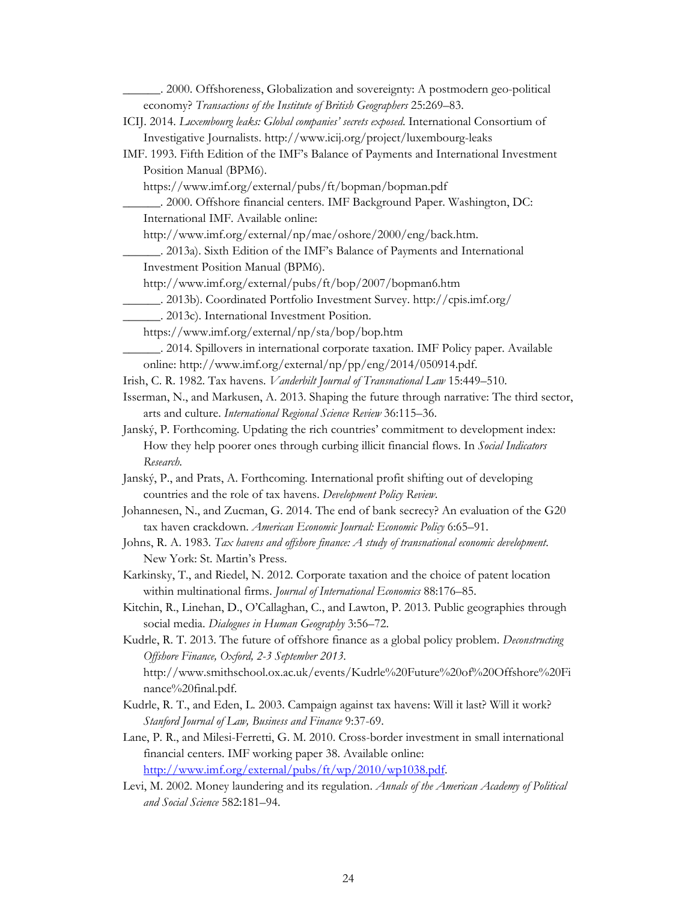______. 2000. Offshoreness, Globalization and sovereignty: A postmodern geo-political economy? *Transactions of the Institute of British Geographers* 25:269–83.

ICIJ. 2014. *Luxembourg leaks: Global companies' secrets exposed.* International Consortium of Investigative Journalists. http://www.icij.org/project/luxembourg-leaks

IMF. 1993. Fifth Edition of the IMF's Balance of Payments and International Investment Position Manual (BPM6). https://www.imf.org/external/pubs/ft/bopman/bopman.pdf

______. 2000. Offshore financial centers. IMF Background Paper. Washington, DC: International IMF. Available online: http://www.imf.org/external/np/mae/oshore/2000/eng/back.htm.

______. 2013a). Sixth Edition of the IMF's Balance of Payments and International Investment Position Manual (BPM6). http://www.imf.org/external/pubs/ft/bop/2007/bopman6.htm

______. 2013b). Coordinated Portfolio Investment Survey. http://cpis.imf.org/

______. 2013c). International Investment Position. https://www.imf.org/external/np/sta/bop/bop.htm

______. 2014. Spillovers in international corporate taxation. IMF Policy paper. Available online: http://www.imf.org/external/np/pp/eng/2014/050914.pdf.

Irish, C. R. 1982. Tax havens. *Vanderbilt Journal of Transnational Law* 15:449–510.

Isserman, N., and Markusen, A. 2013. Shaping the future through narrative: The third sector, arts and culture. *International Regional Science Review* 36:115–36.

Janský, P. Forthcoming. Updating the rich countries' commitment to development index: How they help poorer ones through curbing illicit financial flows. In *Social Indicators Research.*

Janský, P., and Prats, A. Forthcoming. International profit shifting out of developing countries and the role of tax havens. *Development Policy Review.*

Johannesen, N., and Zucman, G. 2014. The end of bank secrecy? An evaluation of the G20 tax haven crackdown. *American Economic Journal: Economic Policy* 6:65–91.

Johns, R. A. 1983. *Tax havens and offshore finance: A study of transnational economic development.* New York: St. Martin's Press.

Karkinsky, T., and Riedel, N. 2012. Corporate taxation and the choice of patent location within multinational firms. *Journal of International Economics* 88:176–85.

Kitchin, R., Linehan, D., O'Callaghan, C., and Lawton, P. 2013. Public geographies through social media. *Dialogues in Human Geography* 3:56–72.

Kudrle, R. T. 2013. The future of offshore finance as a global policy problem. *Deconstructing Offshore Finance, Oxford, 2-3 September 2013.* http://www.smithschool.ox.ac.uk/events/Kudrle%20Future%20of%20Offshore%20Finance%20final.pdf.

Kudrle, R. T., and Eden, L. 2003. Campaign against tax havens: Will it last? Will it work? *Stanford Journal of Law, Business and Finance* 9:37-69.

Lane, P. R., and Milesi-Ferretti, G. M. 2010. Cross-border investment in small international financial centers. IMF working paper 38. Available online: http://www.imf.org/external/pubs/ft/wp/2010/wp1038.pdf.

Levi, M. 2002. Money laundering and its regulation. *Annals of the American Academy of Political and Social Science* 582:181–94.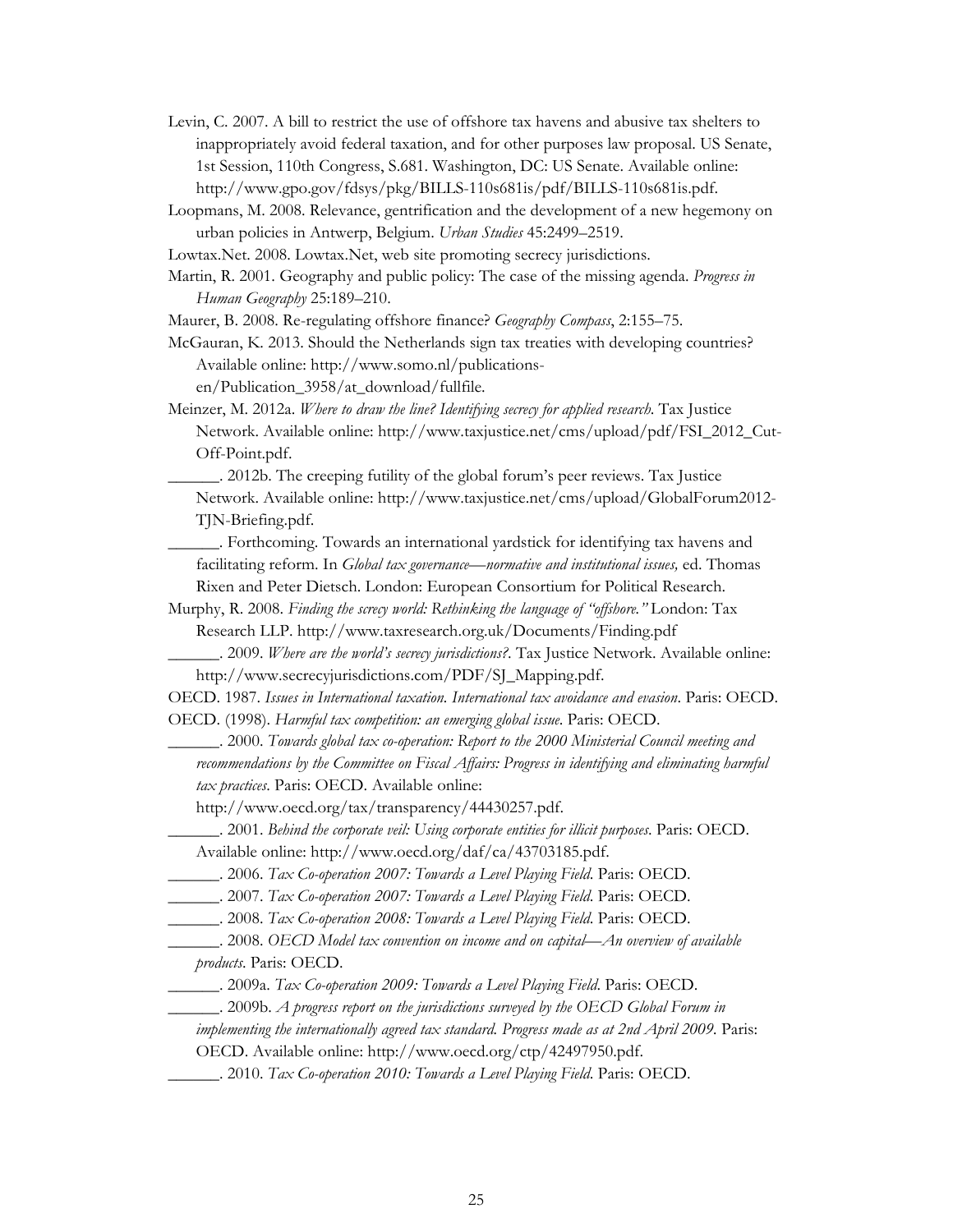Levin, C. 2007. A bill to restrict the use of offshore tax havens and abusive tax shelters to inappropriately avoid federal taxation, and for other purposes law proposal. US Senate, 1st Session, 110th Congress, S.681. Washington, DC: US Senate. Available online: http://www.gpo.gov/fdsys/pkg/BILLS-110s681is/pdf/BILLS-110s681is.pdf.

Loopmans, M. 2008. Relevance, gentrification and the development of a new hegemony on urban policies in Antwerp, Belgium. *Urban Studies* 45:2499–2519.

Lowtax.Net. 2008. Lowtax.Net, web site promoting secrecy jurisdictions.

Martin, R. 2001. Geography and public policy: The case of the missing agenda. *Progress in Human Geography* 25:189–210.

Maurer, B. 2008. Re-regulating offshore finance? *Geography Compass*, 2:155–75.

McGauran, K. 2013. Should the Netherlands sign tax treaties with developing countries? Available online: http://www.somo.nl/publications-en/Publication_3958/at_download/fullfile.

Meinzer, M. 2012a. *Where to draw the line? Identifying secrecy for applied research*. Tax Justice Network. Available online: http://www.taxjustice.net/cms/upload/pdf/FSI_2012_Cut-Off-Point.pdf.

______. 2012b. The creeping futility of the global forum's peer reviews. Tax Justice Network. Available online: http://www.taxjustice.net/cms/upload/GlobalForum2012-TJN-Briefing.pdf.

______. Forthcoming. Towards an international yardstick for identifying tax havens and facilitating reform. In *Global tax governance—normative and institutional issues,* ed. Thomas Rixen and Peter Dietsch. London: European Consortium for Political Research.

Murphy, R. 2008. *Finding the screcy world: Rethinking the language of "offshore."* London: Tax Research LLP. http://www.taxresearch.org.uk/Documents/Finding.pdf

______. 2009. *Where are the world's secrecy jurisdictions?*. Tax Justice Network. Available online: http://www.secrecyjurisdictions.com/PDF/SJ_Mapping.pdf.

OECD. 1987. *Issues in International taxation. International tax avoidance and evasion*. Paris: OECD.

OECD. (1998). *Harmful tax competition: an emerging global issue*. Paris: OECD.

______. 2000. *Towards global tax co-operation: Report to the 2000 Ministerial Council meeting and recommendations by the Committee on Fiscal Affairs: Progress in identifying and eliminating harmful tax practices*. Paris: OECD. Available online: http://www.oecd.org/tax/transparency/44430257.pdf.

______. 2001. *Behind the corporate veil: Using corporate entities for illicit purposes*. Paris: OECD. Available online: http://www.oecd.org/daf/ca/43703185.pdf.

______. 2006. *Tax Co-operation 2007: Towards a Level Playing Field*. Paris: OECD.

______. 2007. *Tax Co-operation 2007: Towards a Level Playing Field*. Paris: OECD.

______. 2008. *Tax Co-operation 2008: Towards a Level Playing Field*. Paris: OECD.

______. 2008. *OECD Model tax convention on income and on capital—An overview of available products*. Paris: OECD.

______. 2009a. *Tax Co-operation 2009: Towards a Level Playing Field*. Paris: OECD.

______. 2009b. *A progress report on the jurisdictions surveyed by the OECD Global Forum in implementing the internationally agreed tax standard. Progress made as at 2nd April 2009*. Paris: OECD. Available online: http://www.oecd.org/ctp/42497950.pdf.

______. 2010. *Tax Co-operation 2010: Towards a Level Playing Field*. Paris: OECD.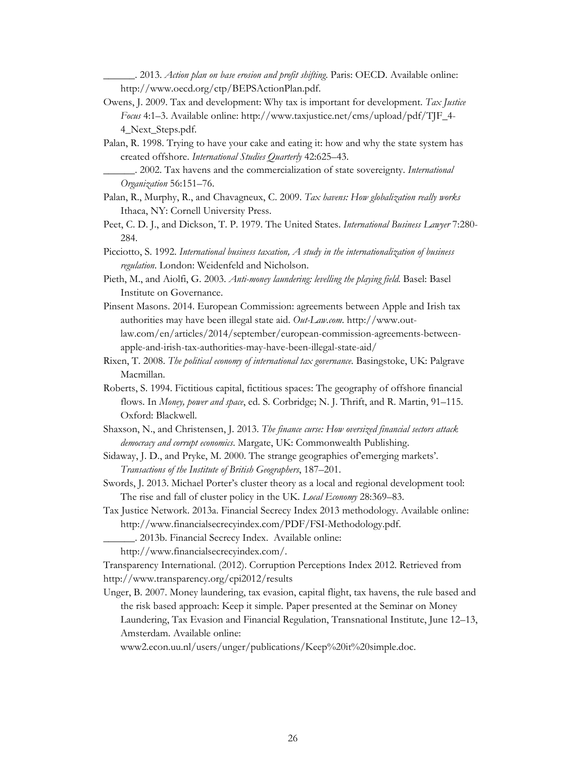______. 2013. *Action plan on base erosion and profit shifting*. Paris: OECD. Available online: http://www.oecd.org/ctp/BEPSActionPlan.pdf.

Owens, J. 2009. Tax and development: Why tax is important for development. *Tax Justice Focus* 4:1–3. Available online: http://www.taxjustice.net/cms/upload/pdf/TJF_4-4_Next_Steps.pdf.

Palan, R. 1998. Trying to have your cake and eating it: how and why the state system has created offshore. *International Studies Quarterly* 42:625–43.

______. 2002. Tax havens and the commercialization of state sovereignty. *International Organization* 56:151–76.

Palan, R., Murphy, R., and Chavagneux, C. 2009. *Tax havens: How globalization really works* Ithaca, NY: Cornell University Press.

Peet, C. D. J., and Dickson, T. P. 1979. The United States. *International Business Lawyer* 7:280-284.

Picciotto, S. 1992. *International business taxation, A study in the internationalization of business regulation*. London: Weidenfeld and Nicholson.

Pieth, M., and Aiolfi, G. 2003. *Anti-money laundering: levelling the playing field*. Basel: Basel Institute on Governance.

Pinsent Masons. 2014. European Commission: agreements between Apple and Irish tax authorities may have been illegal state aid. *Out-Law.com*. http://www.out-law.com/en/articles/2014/september/european-commission-agreements-between-apple-and-irish-tax-authorities-may-have-been-illegal-state-aid/

Rixen, T. 2008. *The political economy of international tax governance*. Basingstoke, UK: Palgrave Macmillan.

Roberts, S. 1994. Fictitious capital, fictitious spaces: The geography of offshore financial flows. In *Money, power and space*, ed. S. Corbridge; N. J. Thrift, and R. Martin, 91–115. Oxford: Blackwell.

Shaxson, N., and Christensen, J. 2013. *The finance curse: How oversized financial sectors attack democracy and corrupt economics*. Margate, UK: Commonwealth Publishing.

Sidaway, J. D., and Pryke, M. 2000. The strange geographies of'emerging markets'. *Transactions of the Institute of British Geographers*, 187–201.

Swords, J. 2013. Michael Porter's cluster theory as a local and regional development tool: The rise and fall of cluster policy in the UK. *Local Economy* 28:369–83.

Tax Justice Network. 2013a. Financial Secrecy Index 2013 methodology. Available online: http://www.financialsecrecyindex.com/PDF/FSI-Methodology.pdf.

______. 2013b. Financial Secrecy Index. Available online: http://www.financialsecrecyindex.com/.

Transparency International. (2012). Corruption Perceptions Index 2012. Retrieved from http://www.transparency.org/cpi2012/results

Unger, B. 2007. Money laundering, tax evasion, capital flight, tax havens, the rule based and the risk based approach: Keep it simple. Paper presented at the Seminar on Money Laundering, Tax Evasion and Financial Regulation, Transnational Institute, June 12–13, Amsterdam. Available online: www2.econ.uu.nl/users/unger/publications/Keep%20it%20simple.doc.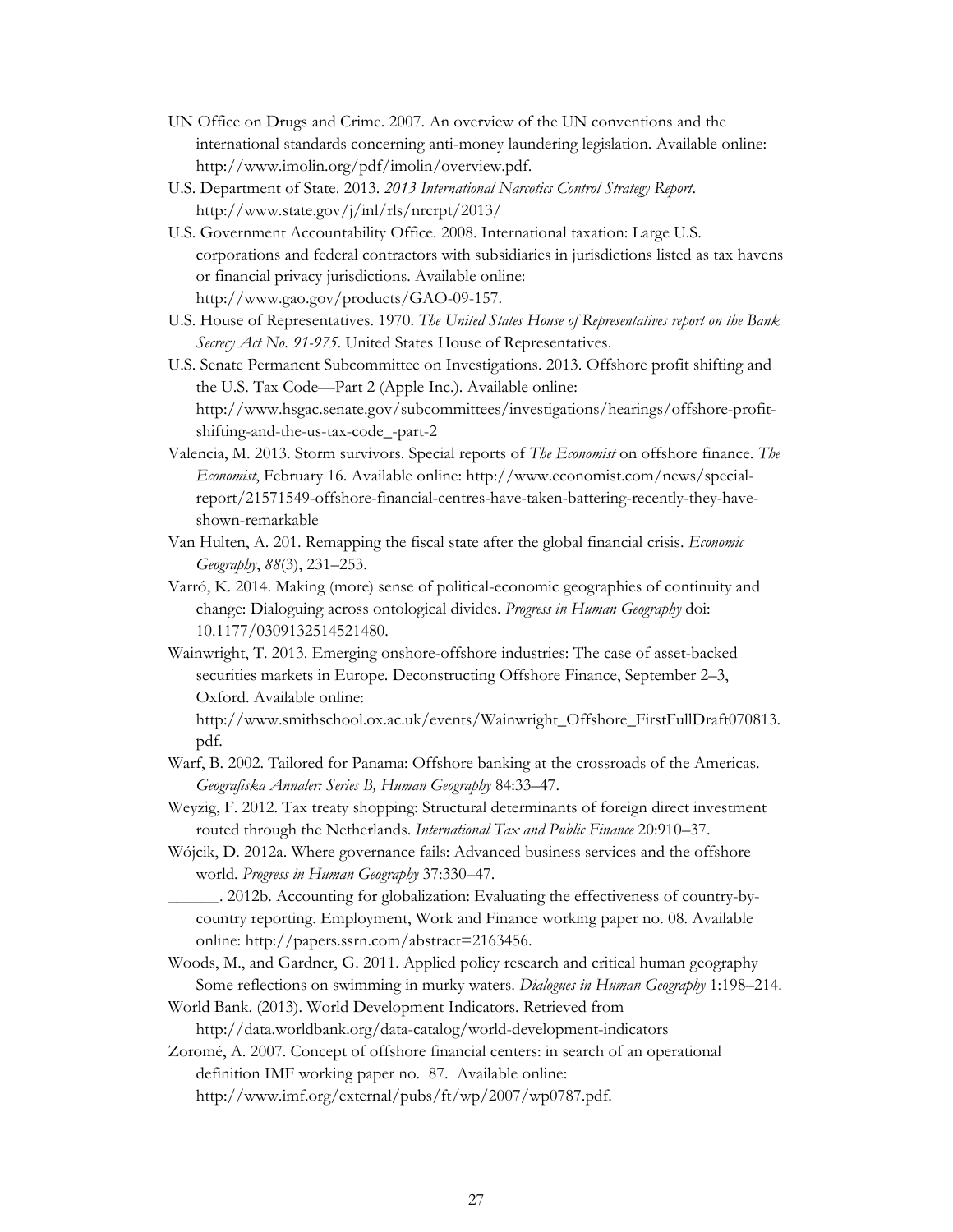UN Office on Drugs and Crime. 2007. An overview of the UN conventions and the international standards concerning anti-money laundering legislation. Available online: http://www.imolin.org/pdf/imolin/overview.pdf.

U.S. Department of State. 2013. *2013 International Narcotics Control Strategy Report*. http://www.state.gov/j/inl/rls/nrcrpt/2013/

U.S. Government Accountability Office. 2008. International taxation: Large U.S. corporations and federal contractors with subsidiaries in jurisdictions listed as tax havens or financial privacy jurisdictions. Available online: http://www.gao.gov/products/GAO-09-157.

U.S. House of Representatives. 1970. *The United States House of Representatives report on the Bank Secrecy Act No. 91-975*. United States House of Representatives.

U.S. Senate Permanent Subcommittee on Investigations. 2013. Offshore profit shifting and the U.S. Tax Code—Part 2 (Apple Inc.). Available online: http://www.hsgac.senate.gov/subcommittees/investigations/hearings/offshore-profit-shifting-and-the-us-tax-code_-part-2

Valencia, M. 2013. Storm survivors. Special reports of *The Economist* on offshore finance. *The Economist*, February 16. Available online: http://www.economist.com/news/special-report/21571549-offshore-financial-centres-have-taken-battering-recently-they-have-shown-remarkable

Van Hulten, A. 201. Remapping the fiscal state after the global financial crisis. *Economic Geography*, *88*(3), 231–253.

Varró, K. 2014. Making (more) sense of political-economic geographies of continuity and change: Dialoguing across ontological divides. *Progress in Human Geography* doi: 10.1177/0309132514521480.

Wainwright, T. 2013. Emerging onshore-offshore industries: The case of asset-backed securities markets in Europe. Deconstructing Offshore Finance, September 2–3, Oxford. Available online: http://www.smithschool.ox.ac.uk/events/Wainwright_Offshore_FirstFullDraft070813.pdf.

Warf, B. 2002. Tailored for Panama: Offshore banking at the crossroads of the Americas. *Geografiska Annaler: Series B, Human Geography* 84:33–47.

Weyzig, F. 2012. Tax treaty shopping: Structural determinants of foreign direct investment routed through the Netherlands. *International Tax and Public Finance* 20:910–37.

Wójcik, D. 2012a. Where governance fails: Advanced business services and the offshore world. *Progress in Human Geography* 37:330–47.

______. 2012b. Accounting for globalization: Evaluating the effectiveness of country-by-country reporting. Employment, Work and Finance working paper no. 08. Available online: http://papers.ssrn.com/abstract=2163456.

Woods, M., and Gardner, G. 2011. Applied policy research and critical human geography Some reflections on swimming in murky waters. *Dialogues in Human Geography* 1:198–214.

World Bank. (2013). World Development Indicators. Retrieved from http://data.worldbank.org/data-catalog/world-development-indicators

Zoromé, A. 2007. Concept of offshore financial centers: in search of an operational definition IMF working paper no. 87. Available online: http://www.imf.org/external/pubs/ft/wp/2007/wp0787.pdf.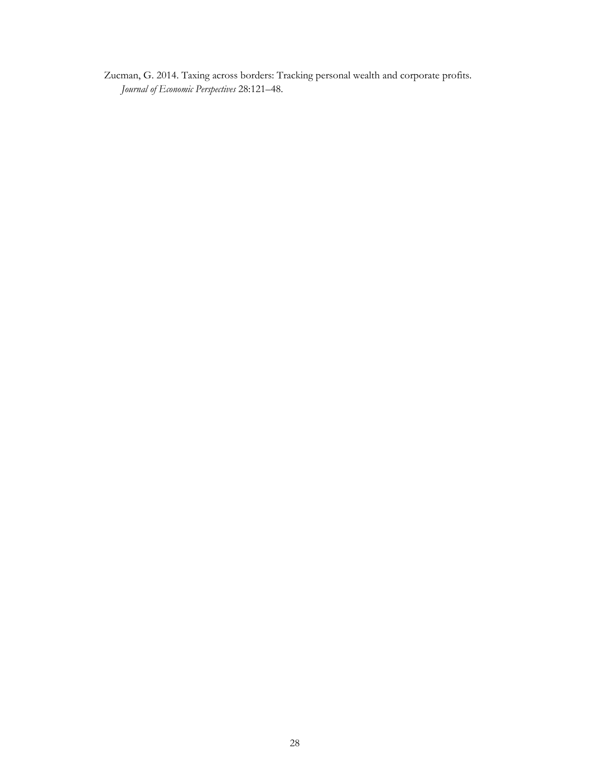Zucman, G. 2014. Taxing across borders: Tracking personal wealth and corporate profits. *Journal of Economic Perspectives* 28:121–48.